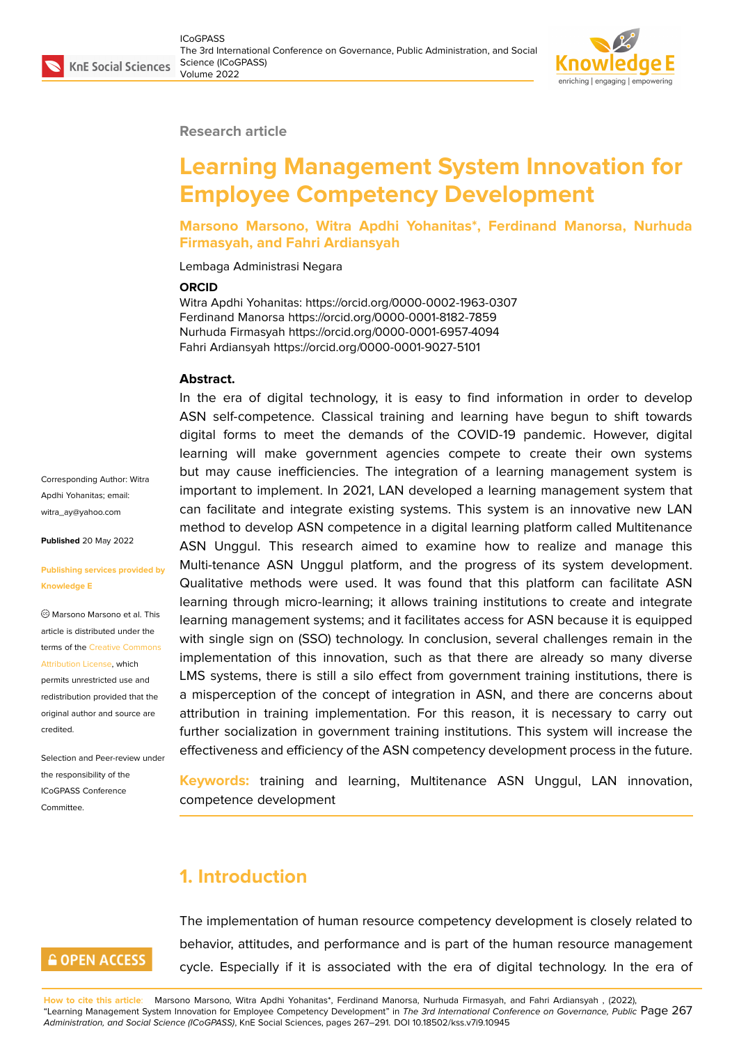Research article

# Learning Management System Innovation for Employee Competency Development

**Marsono Marsono, Witra Apdhi Yohanitas*, Ferdinand Manorsa, Nurhuda Firmasyah, and Fahri Ardiansyah**

Lembaga Administrasi Negara

**ORCID**

Witra Apdhi Yohanitas: https://orcid.org/0000-0002-1963-0307
Ferdinand Manorsa https://orcid.org/0000-0001-8182-7859
Nurhuda Firmasyah https://orcid.org/0000-0001-6957-4094
Fahri Ardiansyah https://orcid.org/0000-0001-9027-5101

**Abstract.**

In the era of digital technology, it is easy to find information in order to develop ASN self-competence. Classical training and learning have begun to shift towards digital forms to meet the demands of the COVID-19 pandemic. However, digital learning will make government agencies compete to create their own systems but may cause inefficiencies. The integration of a learning management system is important to implement. In 2021, LAN developed a learning management system that can facilitate and integrate existing systems. This system is an innovative new LAN method to develop ASN competence in a digital learning platform called Multitenance ASN Unggul. This research aimed to examine how to realize and manage this Multi-tenance ASN Unggul platform, and the progress of its system development. Qualitative methods were used. It was found that this platform can facilitate ASN learning through micro-learning; it allows training institutions to create and integrate learning management systems; and it facilitates access for ASN because it is equipped with single sign on (SSO) technology. In conclusion, several challenges remain in the implementation of this innovation, such as that there are already so many diverse LMS systems, there is still a silo effect from government training institutions, there is a misperception of the concept of integration in ASN, and there are concerns about attribution in training implementation. For this reason, it is necessary to carry out further socialization in government training institutions. This system will increase the effectiveness and efficiency of the ASN competency development process in the future.

**Keywords:** training and learning, Multitenance ASN Unggul, LAN innovation, competence development

Corresponding Author: Witra Apdhi Yohanitas; email: witra_ay@yahoo.com

**Published** 20 May 2022

**Publishing services provided by Knowledge E**

© Marsono Marsono et al. This article is distributed under the terms of the Creative Commons Attribution License, which permits unrestricted use and redistribution provided that the original author and source are credited.

Selection and Peer-review under the responsibility of the ICoGPASS Conference Committee.

## 1. Introduction

The implementation of human resource competency development is closely related to behavior, attitudes, and performance and is part of the human resource management cycle. Especially if it is associated with the era of digital technology. In the era of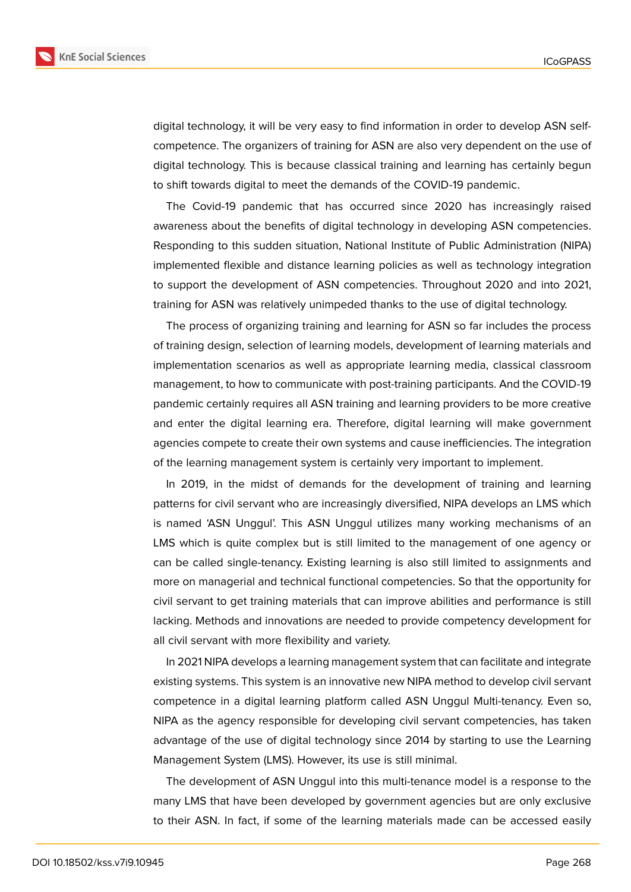digital technology, it will be very easy to find information in order to develop ASN self-competence. The organizers of training for ASN are also very dependent on the use of digital technology. This is because classical training and learning has certainly begun to shift towards digital to meet the demands of the COVID-19 pandemic.

The Covid-19 pandemic that has occurred since 2020 has increasingly raised awareness about the benefits of digital technology in developing ASN competencies. Responding to this sudden situation, National Institute of Public Administration (NIPA) implemented flexible and distance learning policies as well as technology integration to support the development of ASN competencies. Throughout 2020 and into 2021, training for ASN was relatively unimpeded thanks to the use of digital technology.

The process of organizing training and learning for ASN so far includes the process of training design, selection of learning models, development of learning materials and implementation scenarios as well as appropriate learning media, classical classroom management, to how to communicate with post-training participants. And the COVID-19 pandemic certainly requires all ASN training and learning providers to be more creative and enter the digital learning era. Therefore, digital learning will make government agencies compete to create their own systems and cause inefficiencies. The integration of the learning management system is certainly very important to implement.

In 2019, in the midst of demands for the development of training and learning patterns for civil servant who are increasingly diversified, NIPA develops an LMS which is named 'ASN Unggul'. This ASN Unggul utilizes many working mechanisms of an LMS which is quite complex but is still limited to the management of one agency or can be called single-tenancy. Existing learning is also still limited to assignments and more on managerial and technical functional competencies. So that the opportunity for civil servant to get training materials that can improve abilities and performance is still lacking. Methods and innovations are needed to provide competency development for all civil servant with more flexibility and variety.

In 2021 NIPA develops a learning management system that can facilitate and integrate existing systems. This system is an innovative new NIPA method to develop civil servant competence in a digital learning platform called ASN Unggul Multi-tenancy. Even so, NIPA as the agency responsible for developing civil servant competencies, has taken advantage of the use of digital technology since 2014 by starting to use the Learning Management System (LMS). However, its use is still minimal.

The development of ASN Unggul into this multi-tenance model is a response to the many LMS that have been developed by government agencies but are only exclusive to their ASN. In fact, if some of the learning materials made can be accessed easily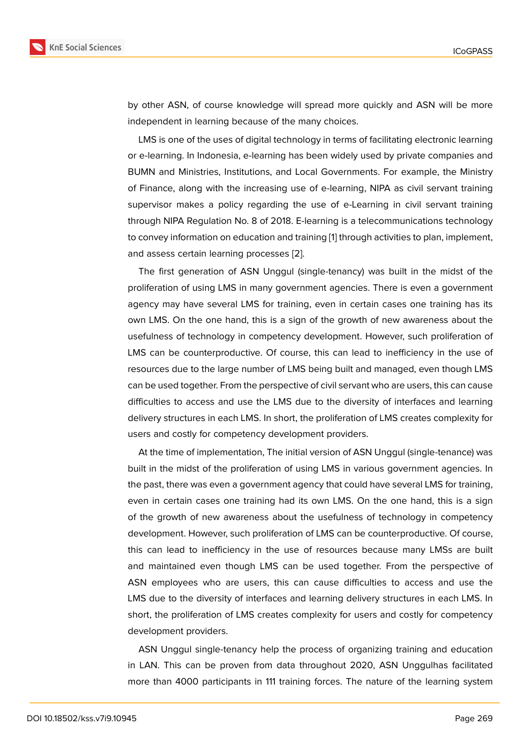by other ASN, of course knowledge will spread more quickly and ASN will be more independent in learning because of the many choices.

LMS is one of the uses of digital technology in terms of facilitating electronic learning or e-learning. In Indonesia, e-learning has been widely used by private companies and BUMN and Ministries, Institutions, and Local Governments. For example, the Ministry of Finance, along with the increasing use of e-learning, NIPA as civil servant training supervisor makes a policy regarding the use of e-Learning in civil servant training through NIPA Regulation No. 8 of 2018. E-learning is a telecommunications technology to convey information on education and training [1] through activities to plan, implement, and assess certain learning processes [2].

The first generation of ASN Unggul (single-tenancy) was built in the midst of the proliferation of using LMS in many government agencies. There is even a government agency may have several LMS for training, even in certain cases one training has its own LMS. On the one hand, this is a sign of the growth of new awareness about the usefulness of technology in competency development. However, such proliferation of LMS can be counterproductive. Of course, this can lead to inefficiency in the use of resources due to the large number of LMS being built and managed, even though LMS can be used together. From the perspective of civil servant who are users, this can cause difficulties to access and use the LMS due to the diversity of interfaces and learning delivery structures in each LMS. In short, the proliferation of LMS creates complexity for users and costly for competency development providers.

At the time of implementation, The initial version of ASN Unggul (single-tenance) was built in the midst of the proliferation of using LMS in various government agencies. In the past, there was even a government agency that could have several LMS for training, even in certain cases one training had its own LMS. On the one hand, this is a sign of the growth of new awareness about the usefulness of technology in competency development. However, such proliferation of LMS can be counterproductive. Of course, this can lead to inefficiency in the use of resources because many LMSs are built and maintained even though LMS can be used together. From the perspective of ASN employees who are users, this can cause difficulties to access and use the LMS due to the diversity of interfaces and learning delivery structures in each LMS. In short, the proliferation of LMS creates complexity for users and costly for competency development providers.

ASN Unggul single-tenancy help the process of organizing training and education in LAN. This can be proven from data throughout 2020, ASN Unggulhas facilitated more than 4000 participants in 111 training forces. The nature of the learning system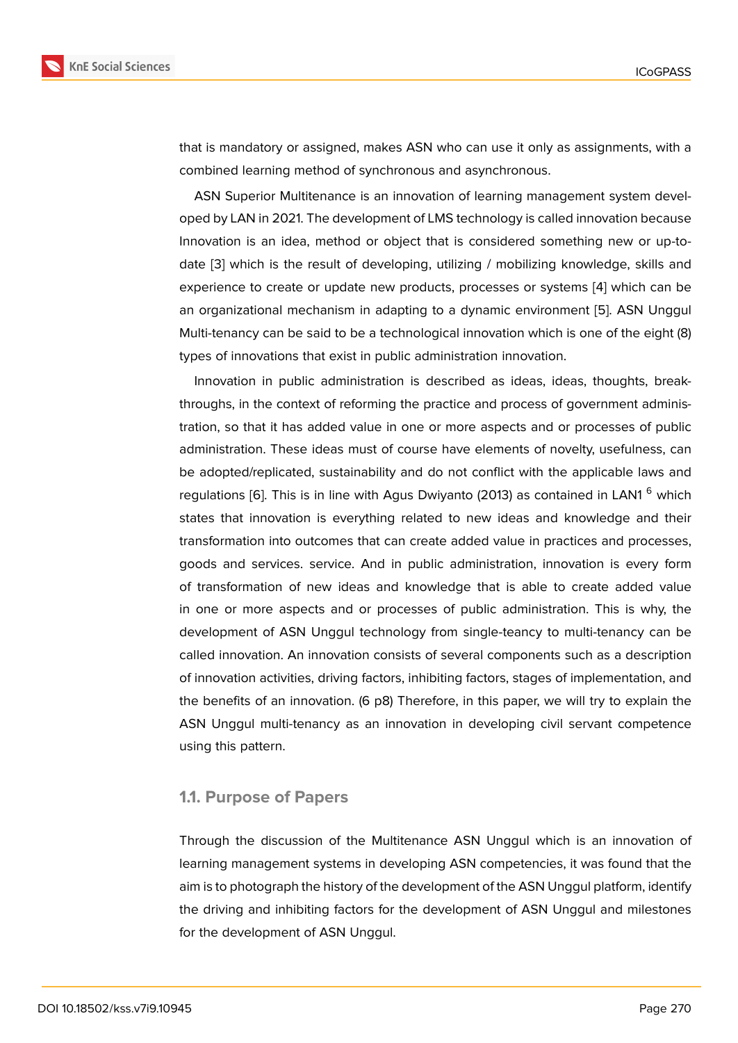that is mandatory or assigned, makes ASN who can use it only as assignments, with a combined learning method of synchronous and asynchronous.

ASN Superior Multitenance is an innovation of learning management system developed by LAN in 2021. The development of LMS technology is called innovation because Innovation is an idea, method or object that is considered something new or up-to-date [3] which is the result of developing, utilizing / mobilizing knowledge, skills and experience to create or update new products, processes or systems [4] which can be an organizational mechanism in adapting to a dynamic environment [5]. ASN Unggul Multi-tenancy can be said to be a technological innovation which is one of the eight (8) types of innovations that exist in public administration innovation.

Innovation in public administration is described as ideas, ideas, thoughts, breakthroughs, in the context of reforming the practice and process of government administration, so that it has added value in one or more aspects and or processes of public administration. These ideas must of course have elements of novelty, usefulness, can be adopted/replicated, sustainability and do not conflict with the applicable laws and regulations [6]. This is in line with Agus Dwiyanto (2013) as contained in LAN1 [6] which states that innovation is everything related to new ideas and knowledge and their transformation into outcomes that can create added value in practices and processes, goods and services. service. And in public administration, innovation is every form of transformation of new ideas and knowledge that is able to create added value in one or more aspects and or processes of public administration. This is why, the development of ASN Unggul technology from single-teancy to multi-tenancy can be called innovation. An innovation consists of several components such as a description of innovation activities, driving factors, inhibiting factors, stages of implementation, and the benefits of an innovation. (6 p8) Therefore, in this paper, we will try to explain the ASN Unggul multi-tenancy as an innovation in developing civil servant competence using this pattern.

### 1.1. Purpose of Papers

Through the discussion of the Multitenance ASN Unggul which is an innovation of learning management systems in developing ASN competencies, it was found that the aim is to photograph the history of the development of the ASN Unggul platform, identify the driving and inhibiting factors for the development of ASN Unggul and milestones for the development of ASN Unggul.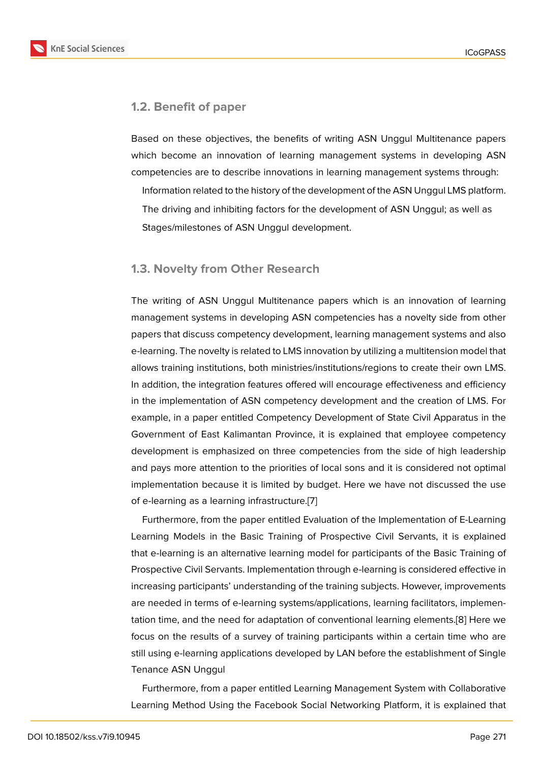### 1.2. Benefit of paper

Based on these objectives, the benefits of writing ASN Unggul Multitenance papers which become an innovation of learning management systems in developing ASN competencies are to describe innovations in learning management systems through:

Information related to the history of the development of the ASN Unggul LMS platform.

The driving and inhibiting factors for the development of ASN Unggul; as well as

Stages/milestones of ASN Unggul development.

### 1.3. Novelty from Other Research

The writing of ASN Unggul Multitenance papers which is an innovation of learning management systems in developing ASN competencies has a novelty side from other papers that discuss competency development, learning management systems and also e-learning. The novelty is related to LMS innovation by utilizing a multitension model that allows training institutions, both ministries/institutions/regions to create their own LMS. In addition, the integration features offered will encourage effectiveness and efficiency in the implementation of ASN competency development and the creation of LMS. For example, in a paper entitled Competency Development of State Civil Apparatus in the Government of East Kalimantan Province, it is explained that employee competency development is emphasized on three competencies from the side of high leadership and pays more attention to the priorities of local sons and it is considered not optimal implementation because it is limited by budget. Here we have not discussed the use of e-learning as a learning infrastructure.[7]

Furthermore, from the paper entitled Evaluation of the Implementation of E-Learning Learning Models in the Basic Training of Prospective Civil Servants, it is explained that e-learning is an alternative learning model for participants of the Basic Training of Prospective Civil Servants. Implementation through e-learning is considered effective in increasing participants' understanding of the training subjects. However, improvements are needed in terms of e-learning systems/applications, learning facilitators, implementation time, and the need for adaptation of conventional learning elements.[8] Here we focus on the results of a survey of training participants within a certain time who are still using e-learning applications developed by LAN before the establishment of Single Tenance ASN Unggul

Furthermore, from a paper entitled Learning Management System with Collaborative Learning Method Using the Facebook Social Networking Platform, it is explained that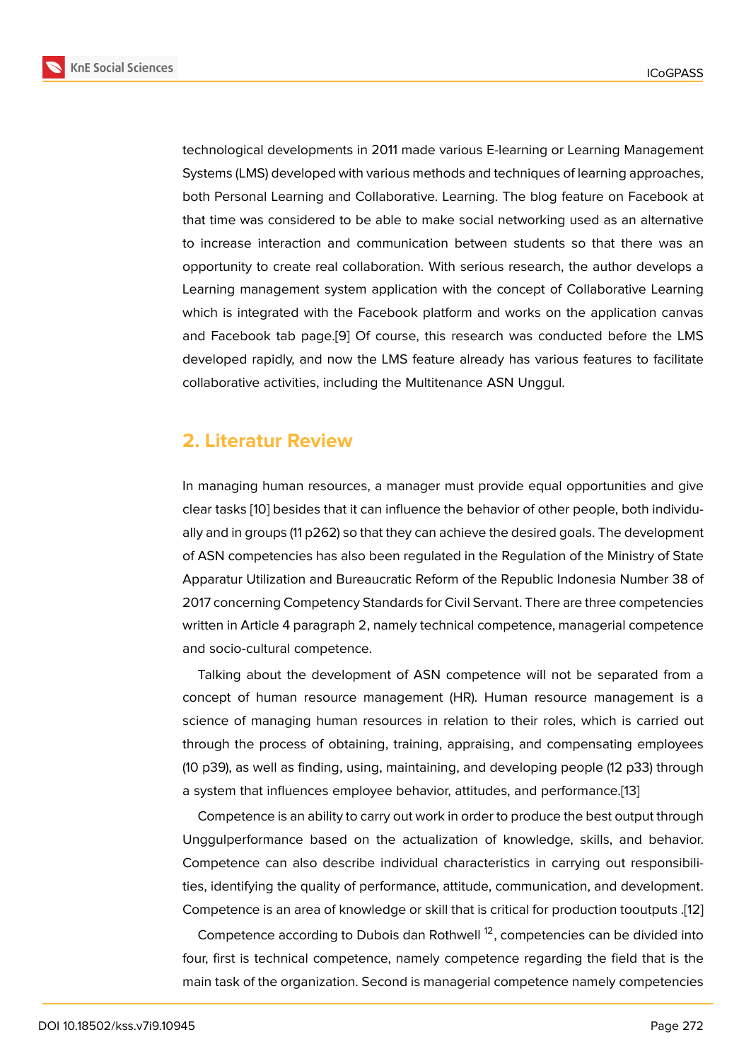technological developments in 2011 made various E-learning or Learning Management Systems (LMS) developed with various methods and techniques of learning approaches, both Personal Learning and Collaborative. Learning. The blog feature on Facebook at that time was considered to be able to make social networking used as an alternative to increase interaction and communication between students so that there was an opportunity to create real collaboration. With serious research, the author develops a Learning management system application with the concept of Collaborative Learning which is integrated with the Facebook platform and works on the application canvas and Facebook tab page.[9] Of course, this research was conducted before the LMS developed rapidly, and now the LMS feature already has various features to facilitate collaborative activities, including the Multitenance ASN Unggul.

## 2. Literatur Review

In managing human resources, a manager must provide equal opportunities and give clear tasks [10] besides that it can influence the behavior of other people, both individually and in groups (11 p262) so that they can achieve the desired goals. The development of ASN competencies has also been regulated in the Regulation of the Ministry of State Apparatur Utilization and Bureaucratic Reform of the Republic Indonesia Number 38 of 2017 concerning Competency Standards for Civil Servant. There are three competencies written in Article 4 paragraph 2, namely technical competence, managerial competence and socio-cultural competence.

Talking about the development of ASN competence will not be separated from a concept of human resource management (HR). Human resource management is a science of managing human resources in relation to their roles, which is carried out through the process of obtaining, training, appraising, and compensating employees (10 p39), as well as finding, using, maintaining, and developing people (12 p33) through a system that influences employee behavior, attitudes, and performance.[13]

Competence is an ability to carry out work in order to produce the best output through Unggulperformance based on the actualization of knowledge, skills, and behavior. Competence can also describe individual characteristics in carrying out responsibilities, identifying the quality of performance, attitude, communication, and development. Competence is an area of knowledge or skill that is critical for production tooutputs .[12]

Competence according to Dubois dan Rothwell [12], competencies can be divided into four, first is technical competence, namely competence regarding the field that is the main task of the organization. Second is managerial competence namely competencies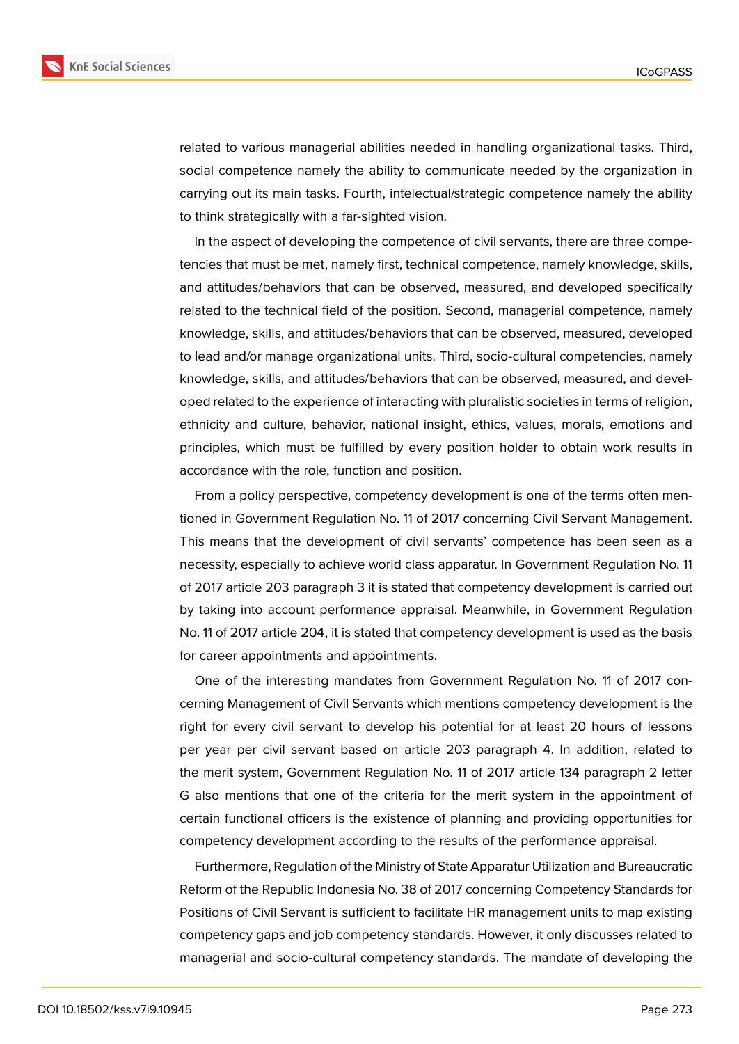related to various managerial abilities needed in handling organizational tasks. Third, social competence namely the ability to communicate needed by the organization in carrying out its main tasks. Fourth, intelectual/strategic competence namely the ability to think strategically with a far-sighted vision.

In the aspect of developing the competence of civil servants, there are three competencies that must be met, namely first, technical competence, namely knowledge, skills, and attitudes/behaviors that can be observed, measured, and developed specifically related to the technical field of the position. Second, managerial competence, namely knowledge, skills, and attitudes/behaviors that can be observed, measured, developed to lead and/or manage organizational units. Third, socio-cultural competencies, namely knowledge, skills, and attitudes/behaviors that can be observed, measured, and developed related to the experience of interacting with pluralistic societies in terms of religion, ethnicity and culture, behavior, national insight, ethics, values, morals, emotions and principles, which must be fulfilled by every position holder to obtain work results in accordance with the role, function and position.

From a policy perspective, competency development is one of the terms often mentioned in Government Regulation No. 11 of 2017 concerning Civil Servant Management. This means that the development of civil servants' competence has been seen as a necessity, especially to achieve world class apparatur. In Government Regulation No. 11 of 2017 article 203 paragraph 3 it is stated that competency development is carried out by taking into account performance appraisal. Meanwhile, in Government Regulation No. 11 of 2017 article 204, it is stated that competency development is used as the basis for career appointments and appointments.

One of the interesting mandates from Government Regulation No. 11 of 2017 concerning Management of Civil Servants which mentions competency development is the right for every civil servant to develop his potential for at least 20 hours of lessons per year per civil servant based on article 203 paragraph 4. In addition, related to the merit system, Government Regulation No. 11 of 2017 article 134 paragraph 2 letter G also mentions that one of the criteria for the merit system in the appointment of certain functional officers is the existence of planning and providing opportunities for competency development according to the results of the performance appraisal.

Furthermore, Regulation of the Ministry of State Apparatur Utilization and Bureaucratic Reform of the Republic Indonesia No. 38 of 2017 concerning Competency Standards for Positions of Civil Servant is sufficient to facilitate HR management units to map existing competency gaps and job competency standards. However, it only discusses related to managerial and socio-cultural competency standards. The mandate of developing the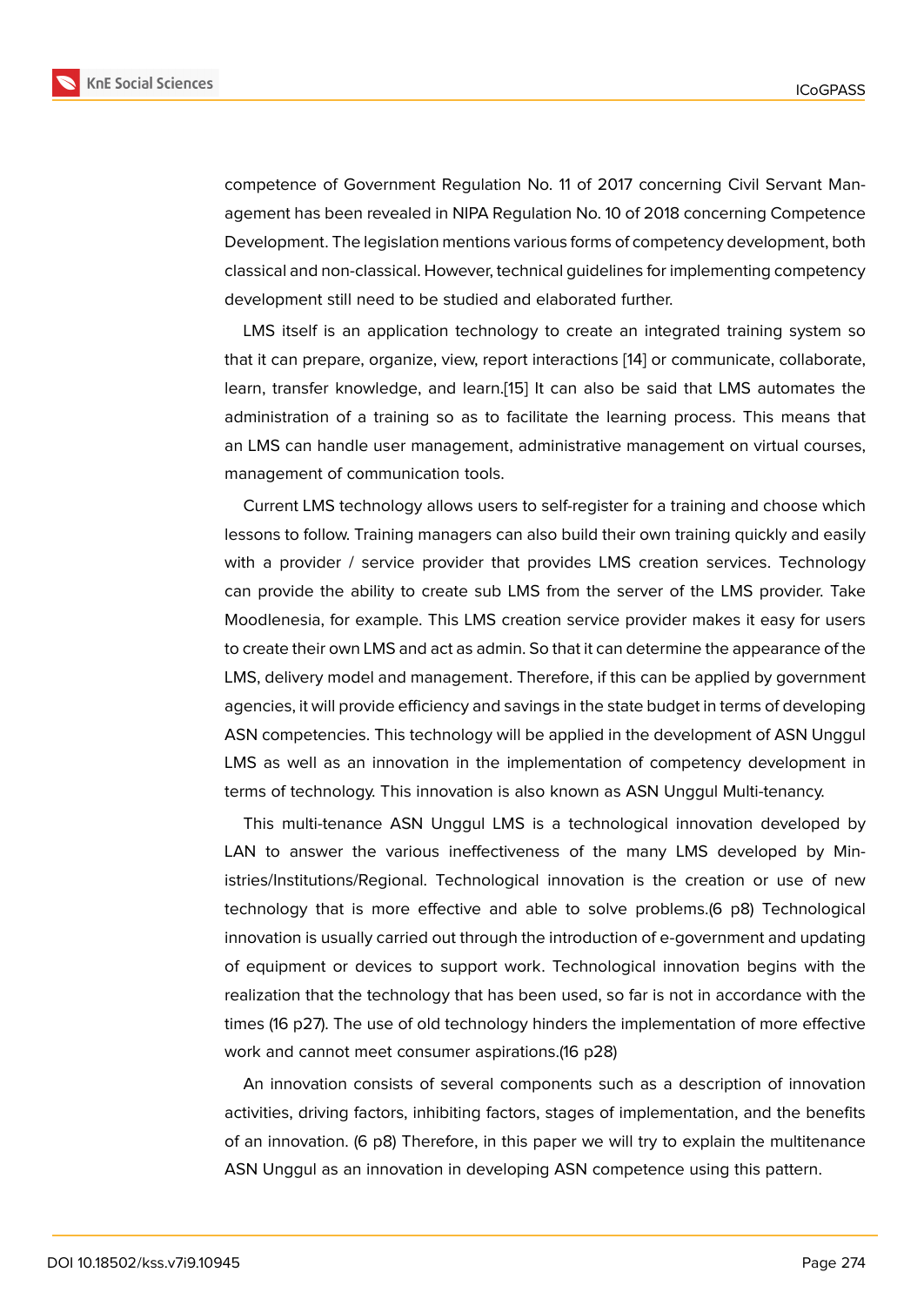competence of Government Regulation No. 11 of 2017 concerning Civil Servant Management has been revealed in NIPA Regulation No. 10 of 2018 concerning Competence Development. The legislation mentions various forms of competency development, both classical and non-classical. However, technical guidelines for implementing competency development still need to be studied and elaborated further.

LMS itself is an application technology to create an integrated training system so that it can prepare, organize, view, report interactions [14] or communicate, collaborate, learn, transfer knowledge, and learn.[15] It can also be said that LMS automates the administration of a training so as to facilitate the learning process. This means that an LMS can handle user management, administrative management on virtual courses, management of communication tools.

Current LMS technology allows users to self-register for a training and choose which lessons to follow. Training managers can also build their own training quickly and easily with a provider / service provider that provides LMS creation services. Technology can provide the ability to create sub LMS from the server of the LMS provider. Take Moodlenesia, for example. This LMS creation service provider makes it easy for users to create their own LMS and act as admin. So that it can determine the appearance of the LMS, delivery model and management. Therefore, if this can be applied by government agencies, it will provide efficiency and savings in the state budget in terms of developing ASN competencies. This technology will be applied in the development of ASN Unggul LMS as well as an innovation in the implementation of competency development in terms of technology. This innovation is also known as ASN Unggul Multi-tenancy.

This multi-tenance ASN Unggul LMS is a technological innovation developed by LAN to answer the various ineffectiveness of the many LMS developed by Ministries/Institutions/Regional. Technological innovation is the creation or use of new technology that is more effective and able to solve problems.(6 p8) Technological innovation is usually carried out through the introduction of e-government and updating of equipment or devices to support work. Technological innovation begins with the realization that the technology that has been used, so far is not in accordance with the times (16 p27). The use of old technology hinders the implementation of more effective work and cannot meet consumer aspirations.(16 p28)

An innovation consists of several components such as a description of innovation activities, driving factors, inhibiting factors, stages of implementation, and the benefits of an innovation. (6 p8) Therefore, in this paper we will try to explain the multitenance ASN Unggul as an innovation in developing ASN competence using this pattern.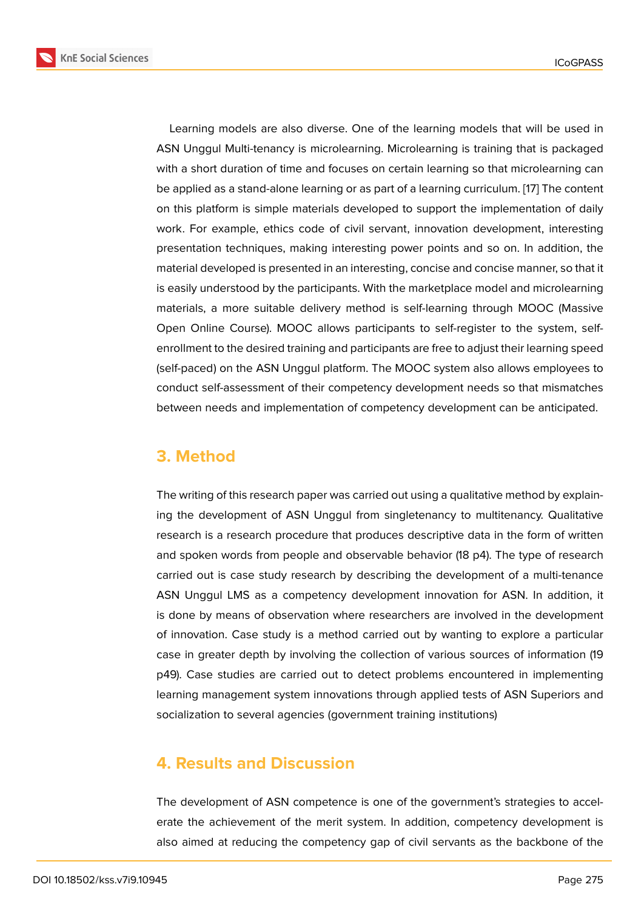Learning models are also diverse. One of the learning models that will be used in ASN Unggul Multi-tenancy is microlearning. Microlearning is training that is packaged with a short duration of time and focuses on certain learning so that microlearning can be applied as a stand-alone learning or as part of a learning curriculum. [17] The content on this platform is simple materials developed to support the implementation of daily work. For example, ethics code of civil servant, innovation development, interesting presentation techniques, making interesting power points and so on. In addition, the material developed is presented in an interesting, concise and concise manner, so that it is easily understood by the participants. With the marketplace model and microlearning materials, a more suitable delivery method is self-learning through MOOC (Massive Open Online Course). MOOC allows participants to self-register to the system, self-enrollment to the desired training and participants are free to adjust their learning speed (self-paced) on the ASN Unggul platform. The MOOC system also allows employees to conduct self-assessment of their competency development needs so that mismatches between needs and implementation of competency development can be anticipated.

## 3. Method

The writing of this research paper was carried out using a qualitative method by explaining the development of ASN Unggul from singletenancy to multitenancy. Qualitative research is a research procedure that produces descriptive data in the form of written and spoken words from people and observable behavior (18 p4). The type of research carried out is case study research by describing the development of a multi-tenance ASN Unggul LMS as a competency development innovation for ASN. In addition, it is done by means of observation where researchers are involved in the development of innovation. Case study is a method carried out by wanting to explore a particular case in greater depth by involving the collection of various sources of information (19 p49). Case studies are carried out to detect problems encountered in implementing learning management system innovations through applied tests of ASN Superiors and socialization to several agencies (government training institutions)

## 4. Results and Discussion

The development of ASN competence is one of the government's strategies to accelerate the achievement of the merit system. In addition, competency development is also aimed at reducing the competency gap of civil servants as the backbone of the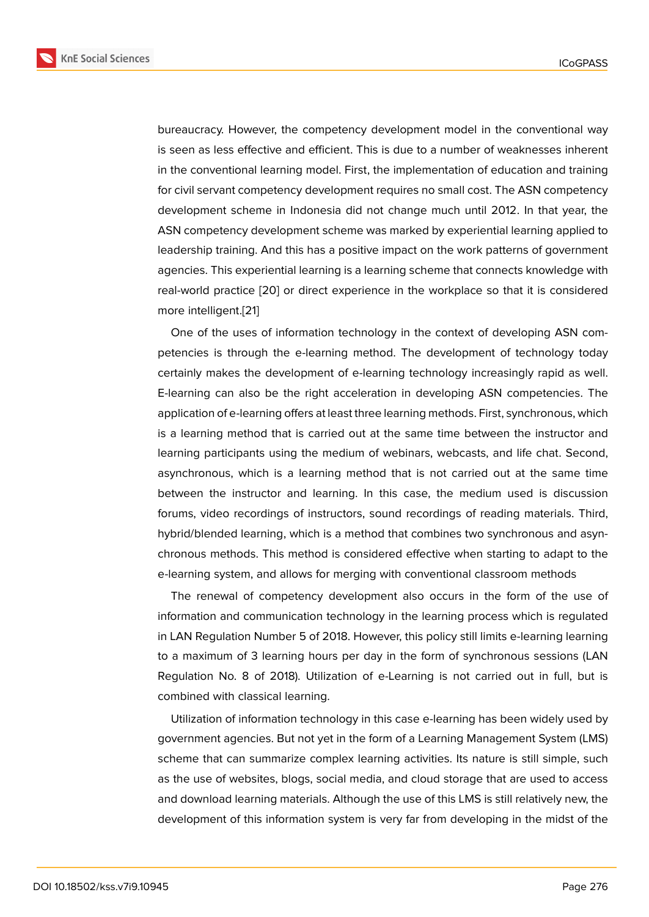bureaucracy. However, the competency development model in the conventional way is seen as less effective and efficient. This is due to a number of weaknesses inherent in the conventional learning model. First, the implementation of education and training for civil servant competency development requires no small cost. The ASN competency development scheme in Indonesia did not change much until 2012. In that year, the ASN competency development scheme was marked by experiential learning applied to leadership training. And this has a positive impact on the work patterns of government agencies. This experiential learning is a learning scheme that connects knowledge with real-world practice [20] or direct experience in the workplace so that it is considered more intelligent.[21]

One of the uses of information technology in the context of developing ASN competencies is through the e-learning method. The development of technology today certainly makes the development of e-learning technology increasingly rapid as well. E-learning can also be the right acceleration in developing ASN competencies. The application of e-learning offers at least three learning methods. First, synchronous, which is a learning method that is carried out at the same time between the instructor and learning participants using the medium of webinars, webcasts, and life chat. Second, asynchronous, which is a learning method that is not carried out at the same time between the instructor and learning. In this case, the medium used is discussion forums, video recordings of instructors, sound recordings of reading materials. Third, hybrid/blended learning, which is a method that combines two synchronous and asynchronous methods. This method is considered effective when starting to adapt to the e-learning system, and allows for merging with conventional classroom methods

The renewal of competency development also occurs in the form of the use of information and communication technology in the learning process which is regulated in LAN Regulation Number 5 of 2018. However, this policy still limits e-learning learning to a maximum of 3 learning hours per day in the form of synchronous sessions (LAN Regulation No. 8 of 2018). Utilization of e-Learning is not carried out in full, but is combined with classical learning.

Utilization of information technology in this case e-learning has been widely used by government agencies. But not yet in the form of a Learning Management System (LMS) scheme that can summarize complex learning activities. Its nature is still simple, such as the use of websites, blogs, social media, and cloud storage that are used to access and download learning materials. Although the use of this LMS is still relatively new, the development of this information system is very far from developing in the midst of the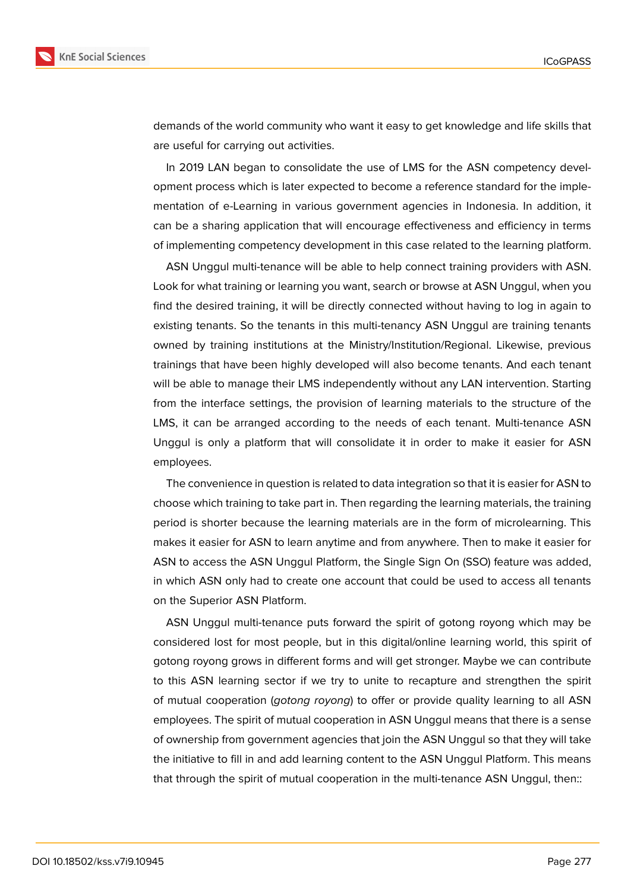demands of the world community who want it easy to get knowledge and life skills that are useful for carrying out activities.

In 2019 LAN began to consolidate the use of LMS for the ASN competency development process which is later expected to become a reference standard for the implementation of e-Learning in various government agencies in Indonesia. In addition, it can be a sharing application that will encourage effectiveness and efficiency in terms of implementing competency development in this case related to the learning platform.

ASN Unggul multi-tenance will be able to help connect training providers with ASN. Look for what training or learning you want, search or browse at ASN Unggul, when you find the desired training, it will be directly connected without having to log in again to existing tenants. So the tenants in this multi-tenancy ASN Unggul are training tenants owned by training institutions at the Ministry/Institution/Regional. Likewise, previous trainings that have been highly developed will also become tenants. And each tenant will be able to manage their LMS independently without any LAN intervention. Starting from the interface settings, the provision of learning materials to the structure of the LMS, it can be arranged according to the needs of each tenant. Multi-tenance ASN Unggul is only a platform that will consolidate it in order to make it easier for ASN employees.

The convenience in question is related to data integration so that it is easier for ASN to choose which training to take part in. Then regarding the learning materials, the training period is shorter because the learning materials are in the form of microlearning. This makes it easier for ASN to learn anytime and from anywhere. Then to make it easier for ASN to access the ASN Unggul Platform, the Single Sign On (SSO) feature was added, in which ASN only had to create one account that could be used to access all tenants on the Superior ASN Platform.

ASN Unggul multi-tenance puts forward the spirit of gotong royong which may be considered lost for most people, but in this digital/online learning world, this spirit of gotong royong grows in different forms and will get stronger. Maybe we can contribute to this ASN learning sector if we try to unite to recapture and strengthen the spirit of mutual cooperation (*gotong royong*) to offer or provide quality learning to all ASN employees. The spirit of mutual cooperation in ASN Unggul means that there is a sense of ownership from government agencies that join the ASN Unggul so that they will take the initiative to fill in and add learning content to the ASN Unggul Platform. This means that through the spirit of mutual cooperation in the multi-tenance ASN Unggul, then::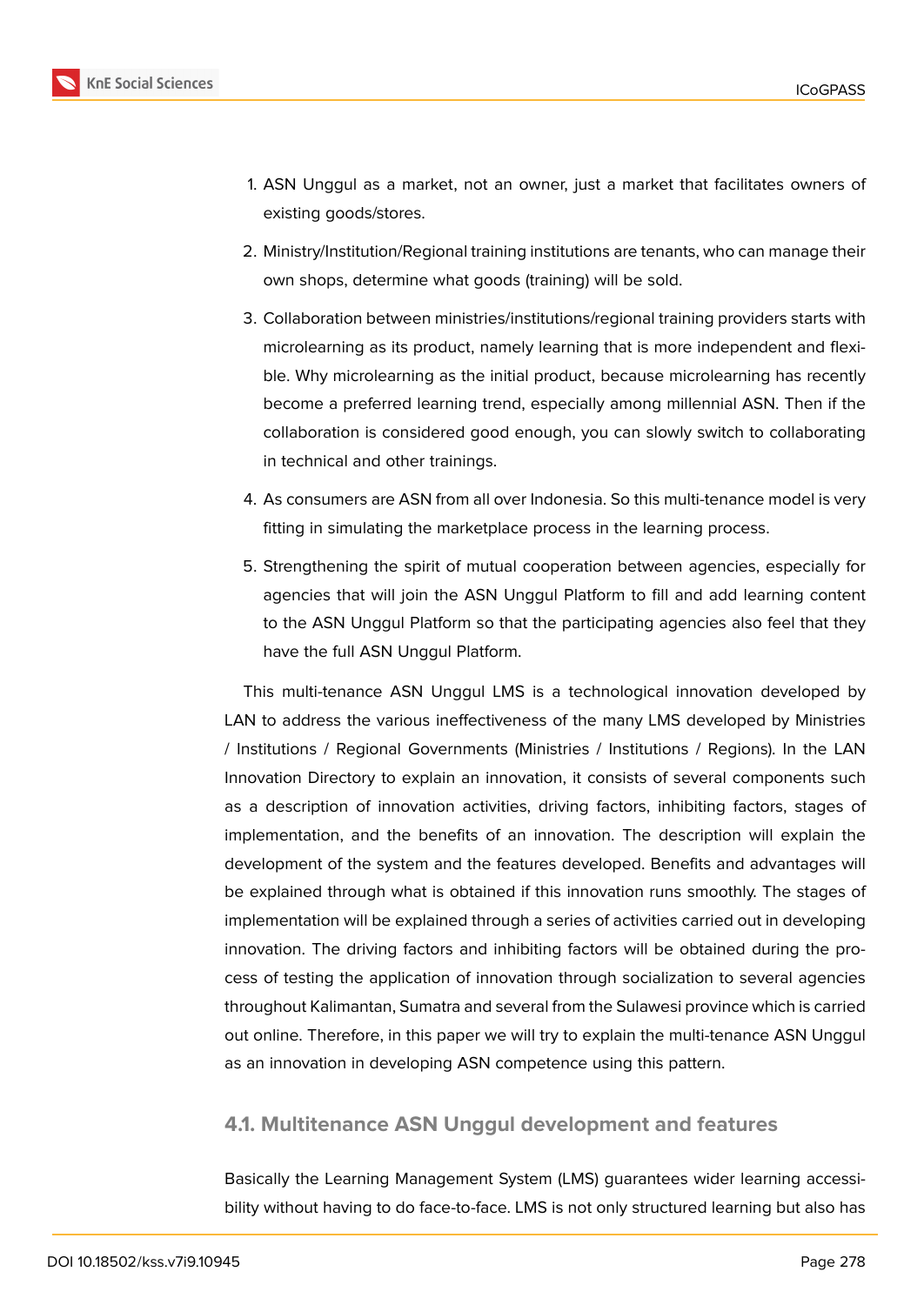1. ASN Unggul as a market, not an owner, just a market that facilitates owners of existing goods/stores.
2. Ministry/Institution/Regional training institutions are tenants, who can manage their own shops, determine what goods (training) will be sold.
3. Collaboration between ministries/institutions/regional training providers starts with microlearning as its product, namely learning that is more independent and flexible. Why microlearning as the initial product, because microlearning has recently become a preferred learning trend, especially among millennial ASN. Then if the collaboration is considered good enough, you can slowly switch to collaborating in technical and other trainings.
4. As consumers are ASN from all over Indonesia. So this multi-tenance model is very fitting in simulating the marketplace process in the learning process.
5. Strengthening the spirit of mutual cooperation between agencies, especially for agencies that will join the ASN Unggul Platform to fill and add learning content to the ASN Unggul Platform so that the participating agencies also feel that they have the full ASN Unggul Platform.

This multi-tenance ASN Unggul LMS is a technological innovation developed by LAN to address the various ineffectiveness of the many LMS developed by Ministries / Institutions / Regional Governments (Ministries / Institutions / Regions). In the LAN Innovation Directory to explain an innovation, it consists of several components such as a description of innovation activities, driving factors, inhibiting factors, stages of implementation, and the benefits of an innovation. The description will explain the development of the system and the features developed. Benefits and advantages will be explained through what is obtained if this innovation runs smoothly. The stages of implementation will be explained through a series of activities carried out in developing innovation. The driving factors and inhibiting factors will be obtained during the process of testing the application of innovation through socialization to several agencies throughout Kalimantan, Sumatra and several from the Sulawesi province which is carried out online. Therefore, in this paper we will try to explain the multi-tenance ASN Unggul as an innovation in developing ASN competence using this pattern.

### 4.1. Multitenance ASN Unggul development and features

Basically the Learning Management System (LMS) guarantees wider learning accessibility without having to do face-to-face. LMS is not only structured learning but also has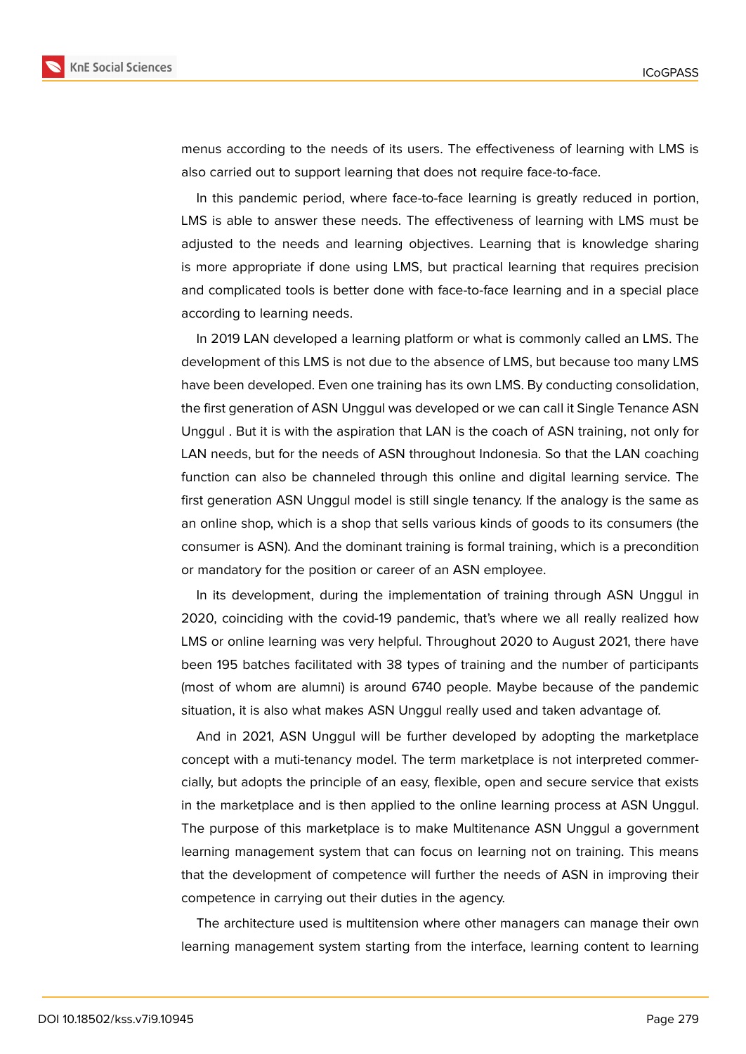menus according to the needs of its users. The effectiveness of learning with LMS is also carried out to support learning that does not require face-to-face.

In this pandemic period, where face-to-face learning is greatly reduced in portion, LMS is able to answer these needs. The effectiveness of learning with LMS must be adjusted to the needs and learning objectives. Learning that is knowledge sharing is more appropriate if done using LMS, but practical learning that requires precision and complicated tools is better done with face-to-face learning and in a special place according to learning needs.

In 2019 LAN developed a learning platform or what is commonly called an LMS. The development of this LMS is not due to the absence of LMS, but because too many LMS have been developed. Even one training has its own LMS. By conducting consolidation, the first generation of ASN Unggul was developed or we can call it Single Tenance ASN Unggul . But it is with the aspiration that LAN is the coach of ASN training, not only for LAN needs, but for the needs of ASN throughout Indonesia. So that the LAN coaching function can also be channeled through this online and digital learning service. The first generation ASN Unggul model is still single tenancy. If the analogy is the same as an online shop, which is a shop that sells various kinds of goods to its consumers (the consumer is ASN). And the dominant training is formal training, which is a precondition or mandatory for the position or career of an ASN employee.

In its development, during the implementation of training through ASN Unggul in 2020, coinciding with the covid-19 pandemic, that's where we all really realized how LMS or online learning was very helpful. Throughout 2020 to August 2021, there have been 195 batches facilitated with 38 types of training and the number of participants (most of whom are alumni) is around 6740 people. Maybe because of the pandemic situation, it is also what makes ASN Unggul really used and taken advantage of.

And in 2021, ASN Unggul will be further developed by adopting the marketplace concept with a muti-tenancy model. The term marketplace is not interpreted commercially, but adopts the principle of an easy, flexible, open and secure service that exists in the marketplace and is then applied to the online learning process at ASN Unggul. The purpose of this marketplace is to make Multitenance ASN Unggul a government learning management system that can focus on learning not on training. This means that the development of competence will further the needs of ASN in improving their competence in carrying out their duties in the agency.

The architecture used is multitension where other managers can manage their own learning management system starting from the interface, learning content to learning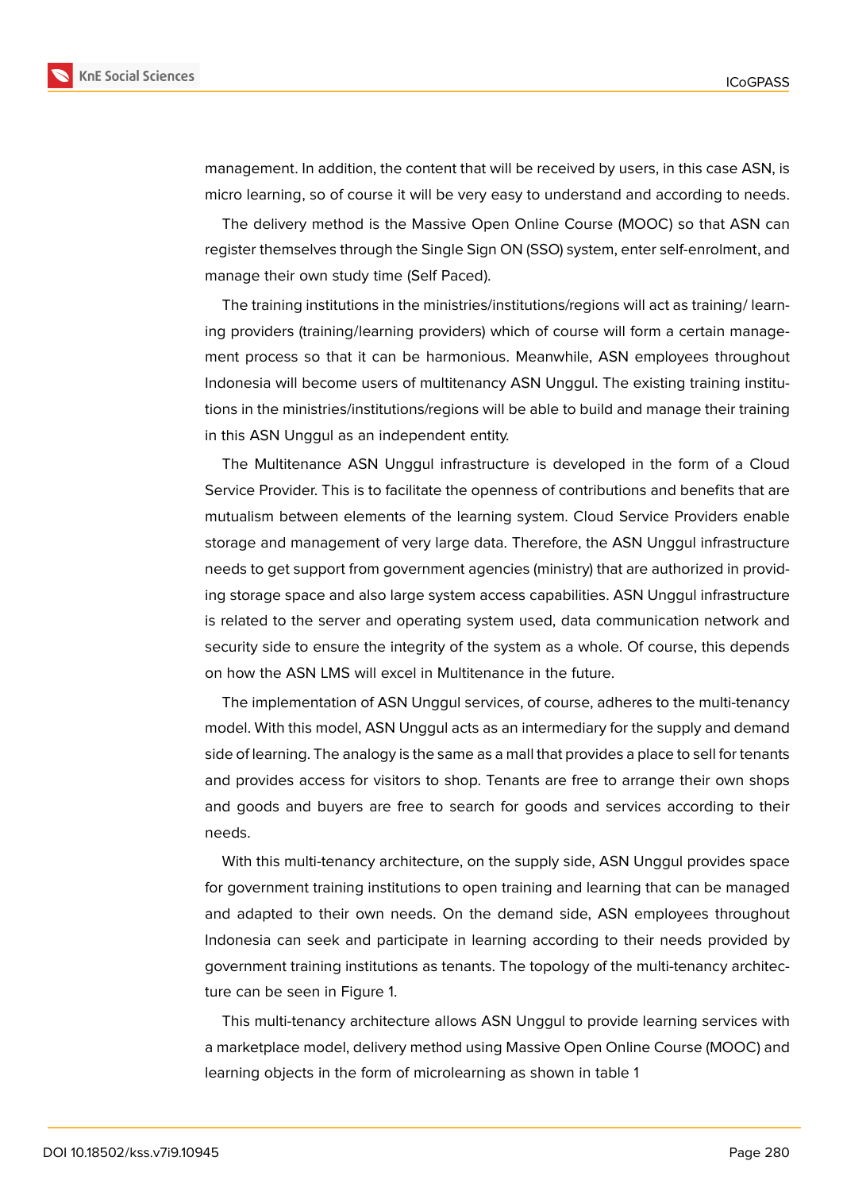management. In addition, the content that will be received by users, in this case ASN, is micro learning, so of course it will be very easy to understand and according to needs.

The delivery method is the Massive Open Online Course (MOOC) so that ASN can register themselves through the Single Sign ON (SSO) system, enter self-enrolment, and manage their own study time (Self Paced).

The training institutions in the ministries/institutions/regions will act as training/ learning providers (training/learning providers) which of course will form a certain management process so that it can be harmonious. Meanwhile, ASN employees throughout Indonesia will become users of multitenancy ASN Unggul. The existing training institutions in the ministries/institutions/regions will be able to build and manage their training in this ASN Unggul as an independent entity.

The Multitenance ASN Unggul infrastructure is developed in the form of a Cloud Service Provider. This is to facilitate the openness of contributions and benefits that are mutualism between elements of the learning system. Cloud Service Providers enable storage and management of very large data. Therefore, the ASN Unggul infrastructure needs to get support from government agencies (ministry) that are authorized in providing storage space and also large system access capabilities. ASN Unggul infrastructure is related to the server and operating system used, data communication network and security side to ensure the integrity of the system as a whole. Of course, this depends on how the ASN LMS will excel in Multitenance in the future.

The implementation of ASN Unggul services, of course, adheres to the multi-tenancy model. With this model, ASN Unggul acts as an intermediary for the supply and demand side of learning. The analogy is the same as a mall that provides a place to sell for tenants and provides access for visitors to shop. Tenants are free to arrange their own shops and goods and buyers are free to search for goods and services according to their needs.

With this multi-tenancy architecture, on the supply side, ASN Unggul provides space for government training institutions to open training and learning that can be managed and adapted to their own needs. On the demand side, ASN employees throughout Indonesia can seek and participate in learning according to their needs provided by government training institutions as tenants. The topology of the multi-tenancy architecture can be seen in Figure 1.

This multi-tenancy architecture allows ASN Unggul to provide learning services with a marketplace model, delivery method using Massive Open Online Course (MOOC) and learning objects in the form of microlearning as shown in table 1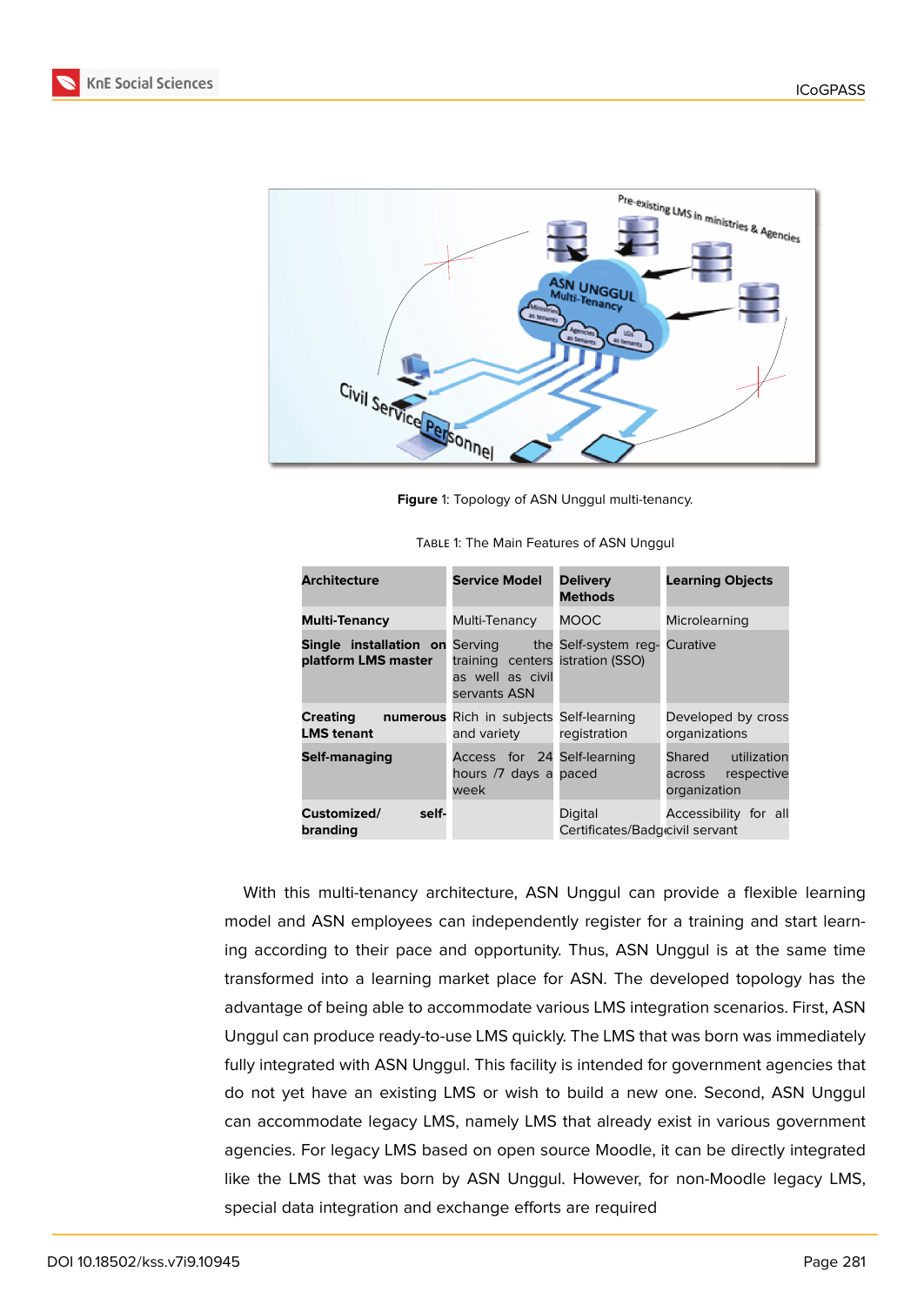**Figure** 1: Topology of ASN Unggul multi-tenancy.

Table 1: The Main Features of ASN Unggul

| **Architecture** | **Service Model** | **Delivery Methods** | **Learning Objects** |
|---|---|---|---|
| **Multi-Tenancy** | Multi-Tenancy | MOOC | Microlearning |
| **Single installation on platform LMS master** | Serving the training centers as well as civil servants ASN | Self-system registration (SSO) | Curative |
| **Creating numerous LMS tenant** | Rich in subjects and variety | Self-learning registration | Developed by cross organizations |
| **Self-managing** | Access for 24 hours /7 days a week | Self-learning paced | Shared utilization across respective organization |
| **Customized/ self-branding** | | Digital Certificates/Badge | Accessibility for all civil servant |

With this multi-tenancy architecture, ASN Unggul can provide a flexible learning model and ASN employees can independently register for a training and start learning according to their pace and opportunity. Thus, ASN Unggul is at the same time transformed into a learning market place for ASN. The developed topology has the advantage of being able to accommodate various LMS integration scenarios. First, ASN Unggul can produce ready-to-use LMS quickly. The LMS that was born was immediately fully integrated with ASN Unggul. This facility is intended for government agencies that do not yet have an existing LMS or wish to build a new one. Second, ASN Unggul can accommodate legacy LMS, namely LMS that already exist in various government agencies. For legacy LMS based on open source Moodle, it can be directly integrated like the LMS that was born by ASN Unggul. However, for non-Moodle legacy LMS, special data integration and exchange efforts are required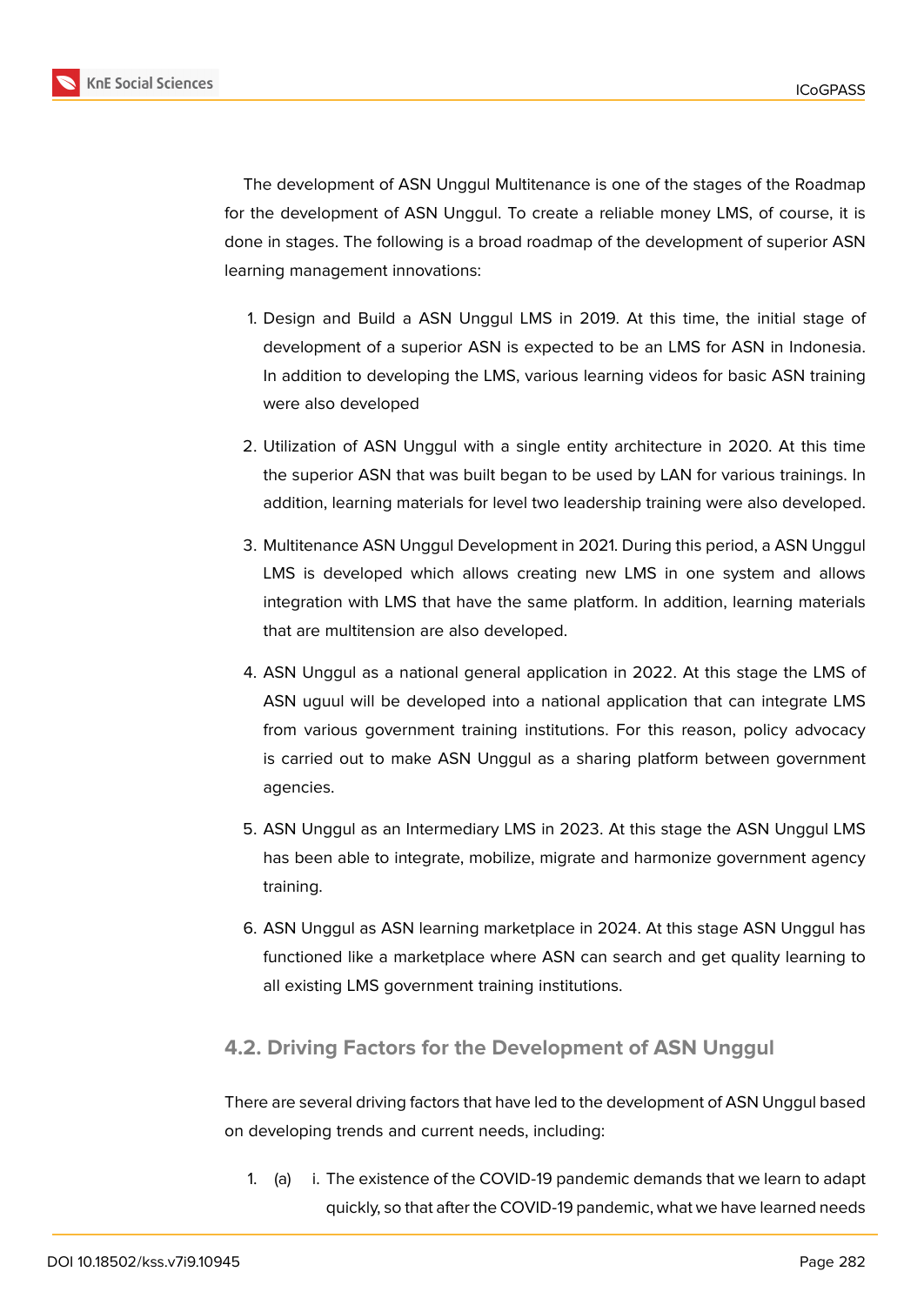The development of ASN Unggul Multitenance is one of the stages of the Roadmap for the development of ASN Unggul. To create a reliable money LMS, of course, it is done in stages. The following is a broad roadmap of the development of superior ASN learning management innovations:

1. Design and Build a ASN Unggul LMS in 2019. At this time, the initial stage of development of a superior ASN is expected to be an LMS for ASN in Indonesia. In addition to developing the LMS, various learning videos for basic ASN training were also developed
2. Utilization of ASN Unggul with a single entity architecture in 2020. At this time the superior ASN that was built began to be used by LAN for various trainings. In addition, learning materials for level two leadership training were also developed.
3. Multitenance ASN Unggul Development in 2021. During this period, a ASN Unggul LMS is developed which allows creating new LMS in one system and allows integration with LMS that have the same platform. In addition, learning materials that are multitension are also developed.
4. ASN Unggul as a national general application in 2022. At this stage the LMS of ASN uguul will be developed into a national application that can integrate LMS from various government training institutions. For this reason, policy advocacy is carried out to make ASN Unggul as a sharing platform between government agencies.
5. ASN Unggul as an Intermediary LMS in 2023. At this stage the ASN Unggul LMS has been able to integrate, mobilize, migrate and harmonize government agency training.
6. ASN Unggul as ASN learning marketplace in 2024. At this stage ASN Unggul has functioned like a marketplace where ASN can search and get quality learning to all existing LMS government training institutions.

## 4.2. Driving Factors for the Development of ASN Unggul

There are several driving factors that have led to the development of ASN Unggul based on developing trends and current needs, including:

1. (a) i. The existence of the COVID-19 pandemic demands that we learn to adapt quickly, so that after the COVID-19 pandemic, what we have learned needs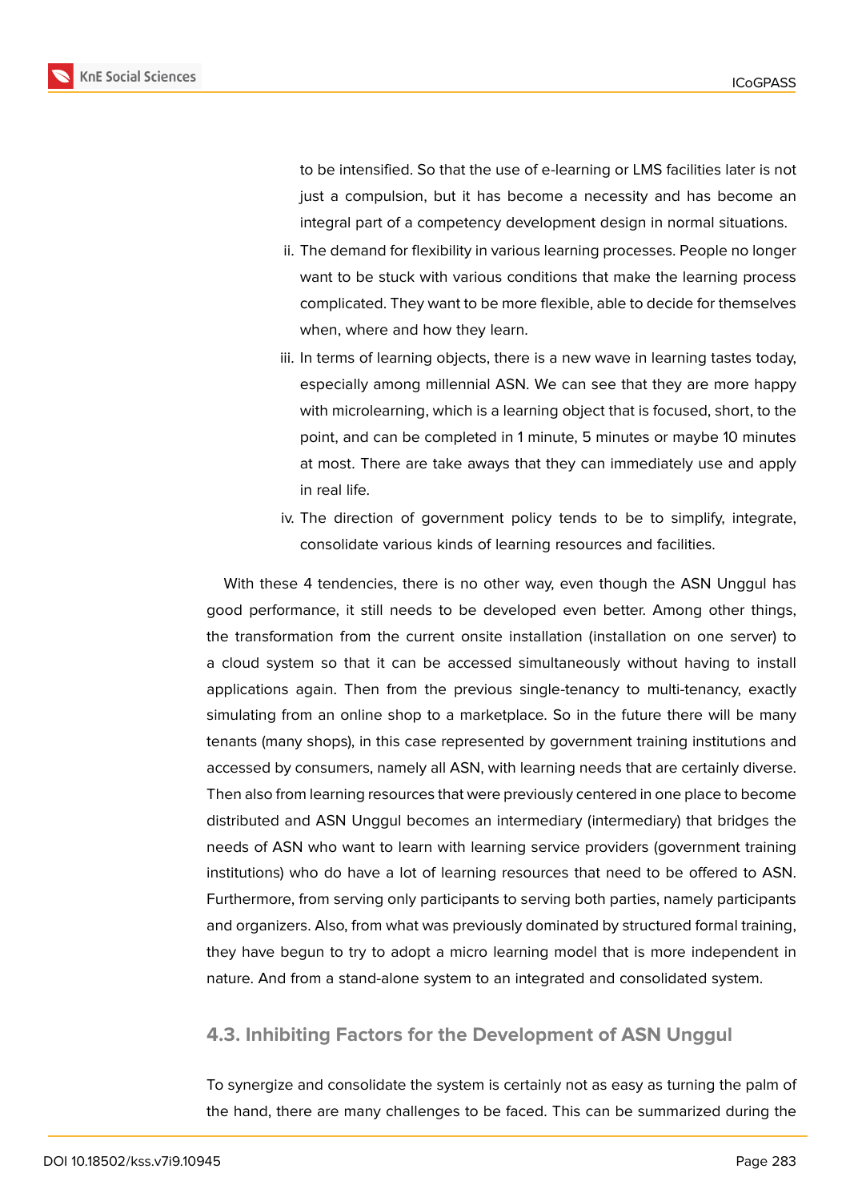to be intensified. So that the use of e-learning or LMS facilities later is not just a compulsion, but it has become a necessity and has become an integral part of a competency development design in normal situations.

ii. The demand for flexibility in various learning processes. People no longer want to be stuck with various conditions that make the learning process complicated. They want to be more flexible, able to decide for themselves when, where and how they learn.

iii. In terms of learning objects, there is a new wave in learning tastes today, especially among millennial ASN. We can see that they are more happy with microlearning, which is a learning object that is focused, short, to the point, and can be completed in 1 minute, 5 minutes or maybe 10 minutes at most. There are take aways that they can immediately use and apply in real life.

iv. The direction of government policy tends to be to simplify, integrate, consolidate various kinds of learning resources and facilities.

With these 4 tendencies, there is no other way, even though the ASN Unggul has good performance, it still needs to be developed even better. Among other things, the transformation from the current onsite installation (installation on one server) to a cloud system so that it can be accessed simultaneously without having to install applications again. Then from the previous single-tenancy to multi-tenancy, exactly simulating from an online shop to a marketplace. So in the future there will be many tenants (many shops), in this case represented by government training institutions and accessed by consumers, namely all ASN, with learning needs that are certainly diverse. Then also from learning resources that were previously centered in one place to become distributed and ASN Unggul becomes an intermediary (intermediary) that bridges the needs of ASN who want to learn with learning service providers (government training institutions) who do have a lot of learning resources that need to be offered to ASN. Furthermore, from serving only participants to serving both parties, namely participants and organizers. Also, from what was previously dominated by structured formal training, they have begun to try to adopt a micro learning model that is more independent in nature. And from a stand-alone system to an integrated and consolidated system.

### 4.3. Inhibiting Factors for the Development of ASN Unggul

To synergize and consolidate the system is certainly not as easy as turning the palm of the hand, there are many challenges to be faced. This can be summarized during the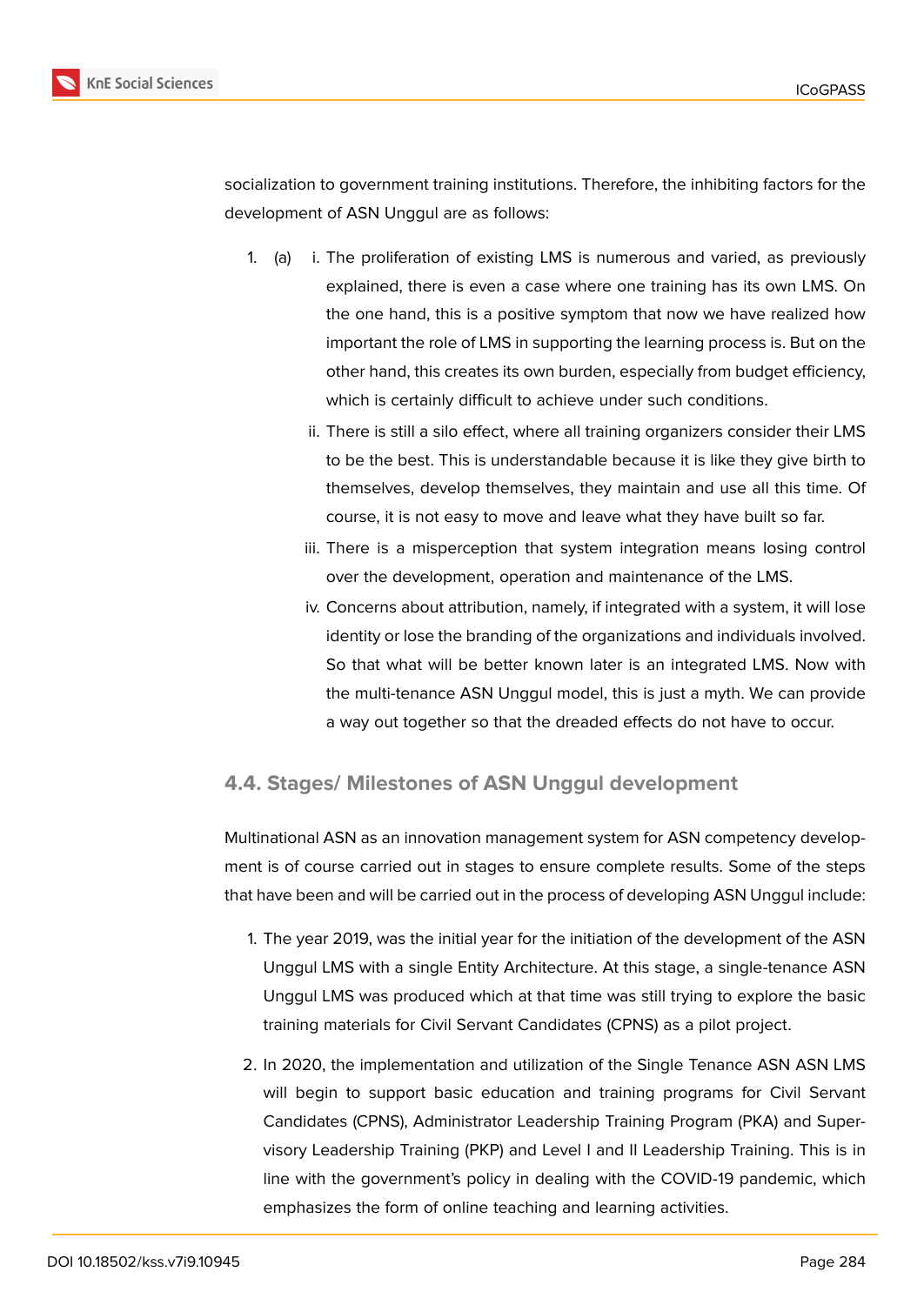socialization to government training institutions. Therefore, the inhibiting factors for the development of ASN Unggul are as follows:

1. (a) i. The proliferation of existing LMS is numerous and varied, as previously explained, there is even a case where one training has its own LMS. On the one hand, this is a positive symptom that now we have realized how important the role of LMS in supporting the learning process is. But on the other hand, this creates its own burden, especially from budget efficiency, which is certainly difficult to achieve under such conditions.

       ii. There is still a silo effect, where all training organizers consider their LMS to be the best. This is understandable because it is like they give birth to themselves, develop themselves, they maintain and use all this time. Of course, it is not easy to move and leave what they have built so far.

       iii. There is a misperception that system integration means losing control over the development, operation and maintenance of the LMS.

       iv. Concerns about attribution, namely, if integrated with a system, it will lose identity or lose the branding of the organizations and individuals involved. So that what will be better known later is an integrated LMS. Now with the multi-tenance ASN Unggul model, this is just a myth. We can provide a way out together so that the dreaded effects do not have to occur.

### 4.4. Stages/ Milestones of ASN Unggul development

Multinational ASN as an innovation management system for ASN competency development is of course carried out in stages to ensure complete results. Some of the steps that have been and will be carried out in the process of developing ASN Unggul include:

1. The year 2019, was the initial year for the initiation of the development of the ASN Unggul LMS with a single Entity Architecture. At this stage, a single-tenance ASN Unggul LMS was produced which at that time was still trying to explore the basic training materials for Civil Servant Candidates (CPNS) as a pilot project.

2. In 2020, the implementation and utilization of the Single Tenance ASN ASN LMS will begin to support basic education and training programs for Civil Servant Candidates (CPNS), Administrator Leadership Training Program (PKA) and Supervisory Leadership Training (PKP) and Level I and II Leadership Training. This is in line with the government's policy in dealing with the COVID-19 pandemic, which emphasizes the form of online teaching and learning activities.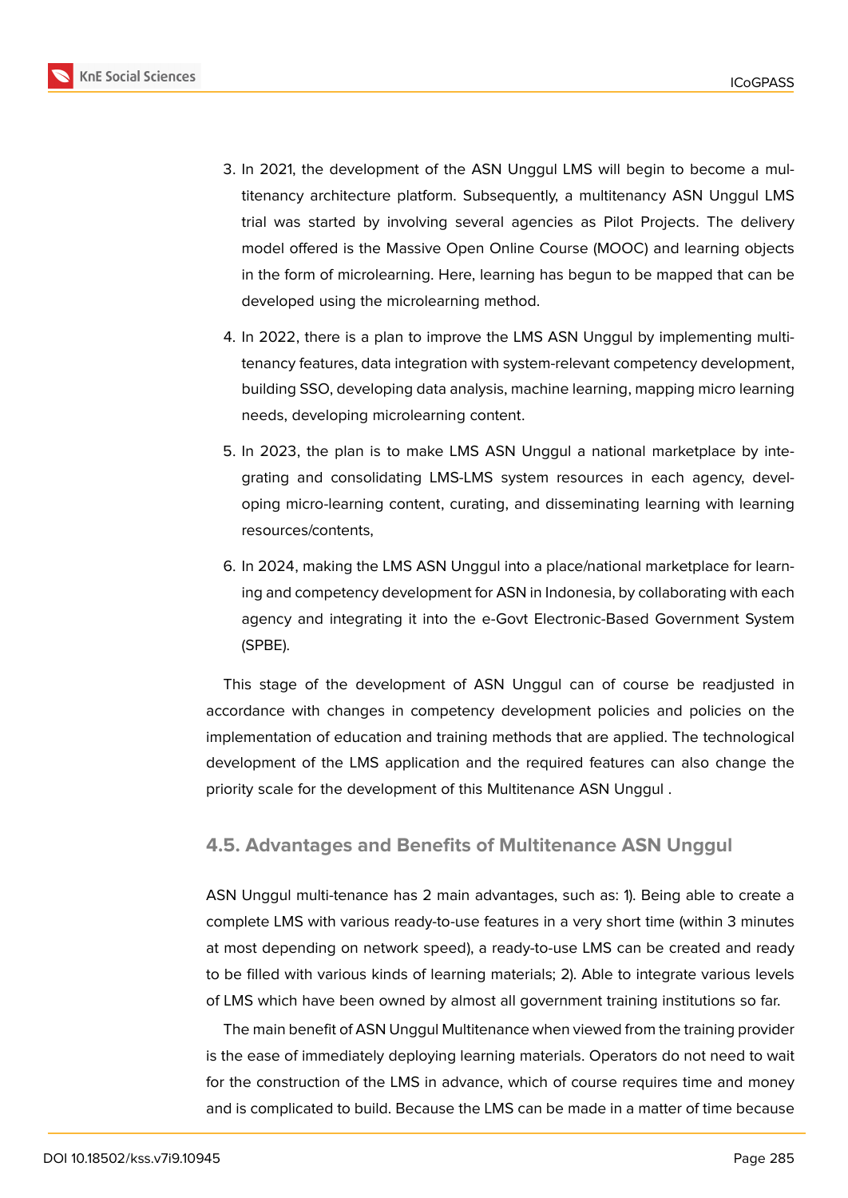3. In 2021, the development of the ASN Unggul LMS will begin to become a multitenancy architecture platform. Subsequently, a multitenancy ASN Unggul LMS trial was started by involving several agencies as Pilot Projects. The delivery model offered is the Massive Open Online Course (MOOC) and learning objects in the form of microlearning. Here, learning has begun to be mapped that can be developed using the microlearning method.

4. In 2022, there is a plan to improve the LMS ASN Unggul by implementing multitenancy features, data integration with system-relevant competency development, building SSO, developing data analysis, machine learning, mapping micro learning needs, developing microlearning content.

5. In 2023, the plan is to make LMS ASN Unggul a national marketplace by integrating and consolidating LMS-LMS system resources in each agency, developing micro-learning content, curating, and disseminating learning with learning resources/contents,

6. In 2024, making the LMS ASN Unggul into a place/national marketplace for learning and competency development for ASN in Indonesia, by collaborating with each agency and integrating it into the e-Govt Electronic-Based Government System (SPBE).

This stage of the development of ASN Unggul can of course be readjusted in accordance with changes in competency development policies and policies on the implementation of education and training methods that are applied. The technological development of the LMS application and the required features can also change the priority scale for the development of this Multitenance ASN Unggul .

## 4.5. Advantages and Benefits of Multitenance ASN Unggul

ASN Unggul multi-tenance has 2 main advantages, such as: 1). Being able to create a complete LMS with various ready-to-use features in a very short time (within 3 minutes at most depending on network speed), a ready-to-use LMS can be created and ready to be filled with various kinds of learning materials; 2). Able to integrate various levels of LMS which have been owned by almost all government training institutions so far.

The main benefit of ASN Unggul Multitenance when viewed from the training provider is the ease of immediately deploying learning materials. Operators do not need to wait for the construction of the LMS in advance, which of course requires time and money and is complicated to build. Because the LMS can be made in a matter of time because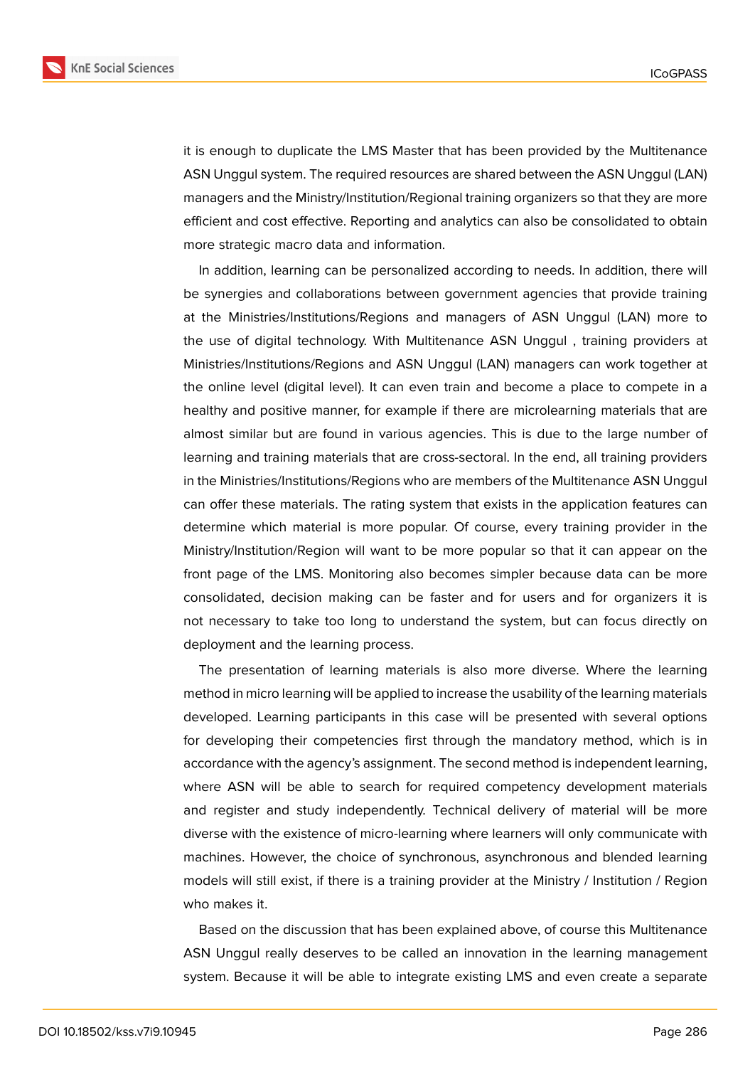it is enough to duplicate the LMS Master that has been provided by the Multitenance ASN Unggul system. The required resources are shared between the ASN Unggul (LAN) managers and the Ministry/Institution/Regional training organizers so that they are more efficient and cost effective. Reporting and analytics can also be consolidated to obtain more strategic macro data and information.

In addition, learning can be personalized according to needs. In addition, there will be synergies and collaborations between government agencies that provide training at the Ministries/Institutions/Regions and managers of ASN Unggul (LAN) more to the use of digital technology. With Multitenance ASN Unggul , training providers at Ministries/Institutions/Regions and ASN Unggul (LAN) managers can work together at the online level (digital level). It can even train and become a place to compete in a healthy and positive manner, for example if there are microlearning materials that are almost similar but are found in various agencies. This is due to the large number of learning and training materials that are cross-sectoral. In the end, all training providers in the Ministries/Institutions/Regions who are members of the Multitenance ASN Unggul can offer these materials. The rating system that exists in the application features can determine which material is more popular. Of course, every training provider in the Ministry/Institution/Region will want to be more popular so that it can appear on the front page of the LMS. Monitoring also becomes simpler because data can be more consolidated, decision making can be faster and for users and for organizers it is not necessary to take too long to understand the system, but can focus directly on deployment and the learning process.

The presentation of learning materials is also more diverse. Where the learning method in micro learning will be applied to increase the usability of the learning materials developed. Learning participants in this case will be presented with several options for developing their competencies first through the mandatory method, which is in accordance with the agency's assignment. The second method is independent learning, where ASN will be able to search for required competency development materials and register and study independently. Technical delivery of material will be more diverse with the existence of micro-learning where learners will only communicate with machines. However, the choice of synchronous, asynchronous and blended learning models will still exist, if there is a training provider at the Ministry / Institution / Region who makes it.

Based on the discussion that has been explained above, of course this Multitenance ASN Unggul really deserves to be called an innovation in the learning management system. Because it will be able to integrate existing LMS and even create a separate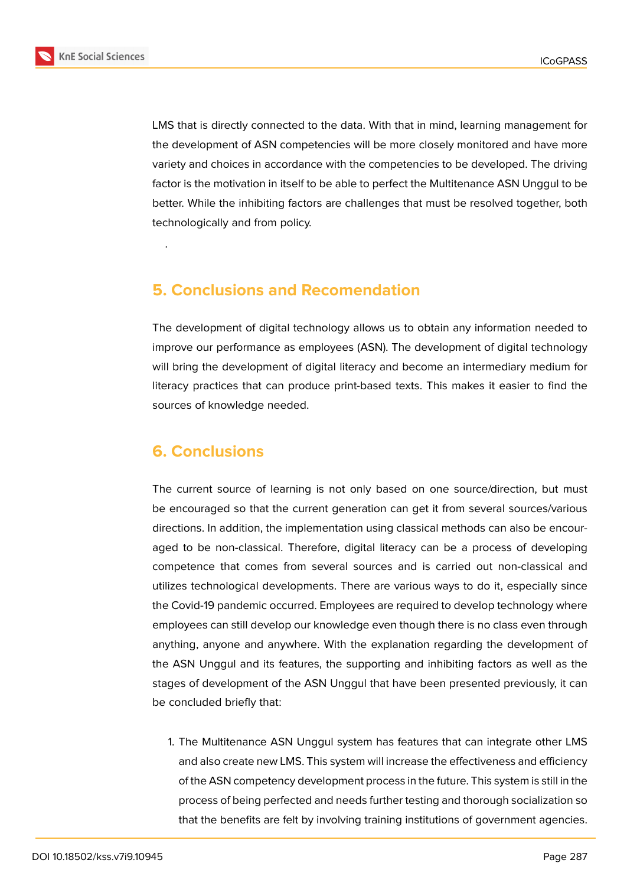LMS that is directly connected to the data. With that in mind, learning management for the development of ASN competencies will be more closely monitored and have more variety and choices in accordance with the competencies to be developed. The driving factor is the motivation in itself to be able to perfect the Multitenance ASN Unggul to be better. While the inhibiting factors are challenges that must be resolved together, both technologically and from policy.

.

## 5. Conclusions and Recomendation

The development of digital technology allows us to obtain any information needed to improve our performance as employees (ASN). The development of digital technology will bring the development of digital literacy and become an intermediary medium for literacy practices that can produce print-based texts. This makes it easier to find the sources of knowledge needed.

## 6. Conclusions

The current source of learning is not only based on one source/direction, but must be encouraged so that the current generation can get it from several sources/various directions. In addition, the implementation using classical methods can also be encouraged to be non-classical. Therefore, digital literacy can be a process of developing competence that comes from several sources and is carried out non-classical and utilizes technological developments. There are various ways to do it, especially since the Covid-19 pandemic occurred. Employees are required to develop technology where employees can still develop our knowledge even though there is no class even through anything, anyone and anywhere. With the explanation regarding the development of the ASN Unggul and its features, the supporting and inhibiting factors as well as the stages of development of the ASN Unggul that have been presented previously, it can be concluded briefly that:

1. The Multitenance ASN Unggul system has features that can integrate other LMS and also create new LMS. This system will increase the effectiveness and efficiency of the ASN competency development process in the future. This system is still in the process of being perfected and needs further testing and thorough socialization so that the benefits are felt by involving training institutions of government agencies.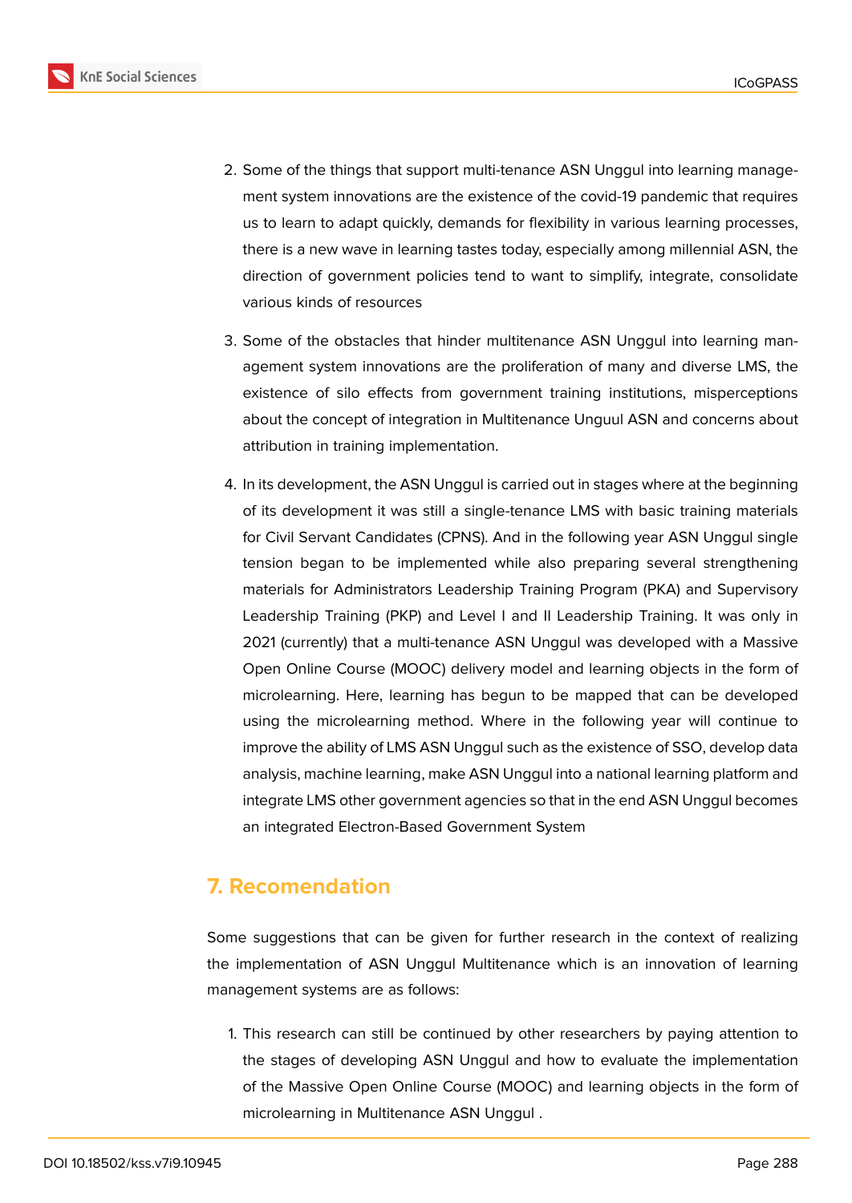2. Some of the things that support multi-tenance ASN Unggul into learning management system innovations are the existence of the covid-19 pandemic that requires us to learn to adapt quickly, demands for flexibility in various learning processes, there is a new wave in learning tastes today, especially among millennial ASN, the direction of government policies tend to want to simplify, integrate, consolidate various kinds of resources

3. Some of the obstacles that hinder multitenance ASN Unggul into learning management system innovations are the proliferation of many and diverse LMS, the existence of silo effects from government training institutions, misperceptions about the concept of integration in Multitenance Unguul ASN and concerns about attribution in training implementation.

4. In its development, the ASN Unggul is carried out in stages where at the beginning of its development it was still a single-tenance LMS with basic training materials for Civil Servant Candidates (CPNS). And in the following year ASN Unggul single tension began to be implemented while also preparing several strengthening materials for Administrators Leadership Training Program (PKA) and Supervisory Leadership Training (PKP) and Level I and II Leadership Training. It was only in 2021 (currently) that a multi-tenance ASN Unggul was developed with a Massive Open Online Course (MOOC) delivery model and learning objects in the form of microlearning. Here, learning has begun to be mapped that can be developed using the microlearning method. Where in the following year will continue to improve the ability of LMS ASN Unggul such as the existence of SSO, develop data analysis, machine learning, make ASN Unggul into a national learning platform and integrate LMS other government agencies so that in the end ASN Unggul becomes an integrated Electron-Based Government System

## 7. Recomendation

Some suggestions that can be given for further research in the context of realizing the implementation of ASN Unggul Multitenance which is an innovation of learning management systems are as follows:

1. This research can still be continued by other researchers by paying attention to the stages of developing ASN Unggul and how to evaluate the implementation of the Massive Open Online Course (MOOC) and learning objects in the form of microlearning in Multitenance ASN Unggul .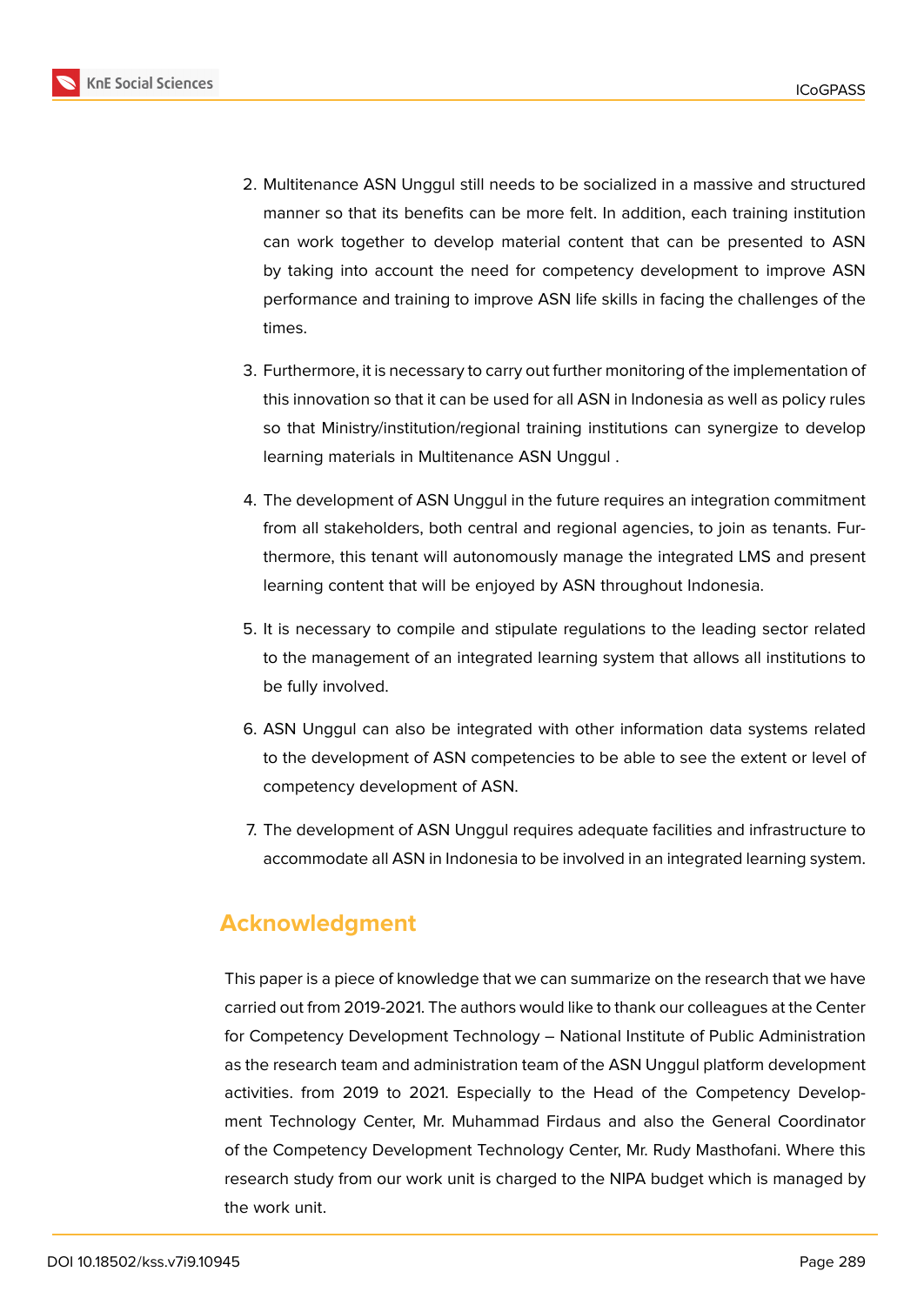2. Multitenance ASN Unggul still needs to be socialized in a massive and structured manner so that its benefits can be more felt. In addition, each training institution can work together to develop material content that can be presented to ASN by taking into account the need for competency development to improve ASN performance and training to improve ASN life skills in facing the challenges of the times.

3. Furthermore, it is necessary to carry out further monitoring of the implementation of this innovation so that it can be used for all ASN in Indonesia as well as policy rules so that Ministry/institution/regional training institutions can synergize to develop learning materials in Multitenance ASN Unggul .

4. The development of ASN Unggul in the future requires an integration commitment from all stakeholders, both central and regional agencies, to join as tenants. Furthermore, this tenant will autonomously manage the integrated LMS and present learning content that will be enjoyed by ASN throughout Indonesia.

5. It is necessary to compile and stipulate regulations to the leading sector related to the management of an integrated learning system that allows all institutions to be fully involved.

6. ASN Unggul can also be integrated with other information data systems related to the development of ASN competencies to be able to see the extent or level of competency development of ASN.

7. The development of ASN Unggul requires adequate facilities and infrastructure to accommodate all ASN in Indonesia to be involved in an integrated learning system.

## Acknowledgment

This paper is a piece of knowledge that we can summarize on the research that we have carried out from 2019-2021. The authors would like to thank our colleagues at the Center for Competency Development Technology – National Institute of Public Administration as the research team and administration team of the ASN Unggul platform development activities. from 2019 to 2021. Especially to the Head of the Competency Development Technology Center, Mr. Muhammad Firdaus and also the General Coordinator of the Competency Development Technology Center, Mr. Rudy Masthofani. Where this research study from our work unit is charged to the NIPA budget which is managed by the work unit.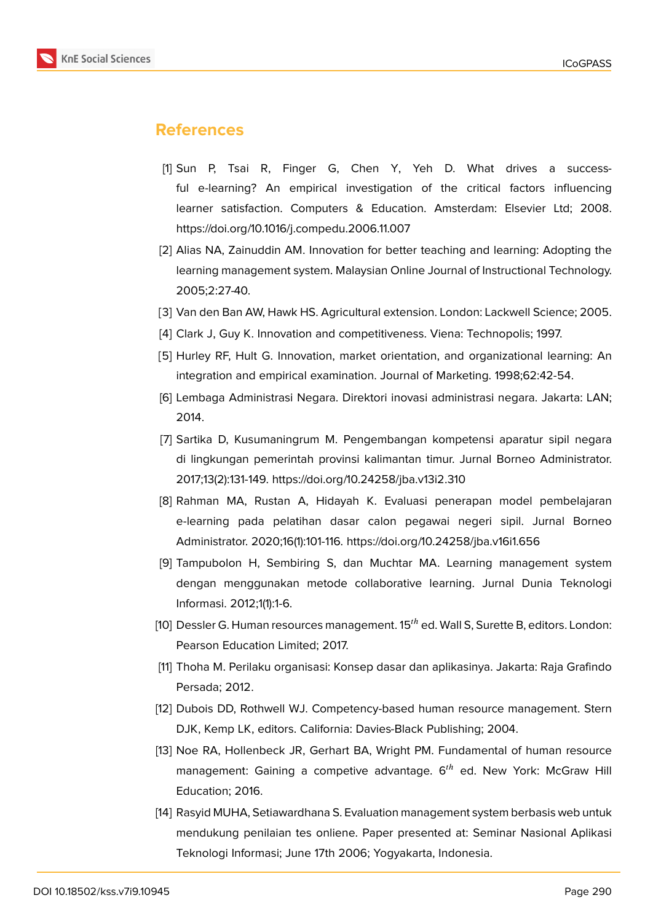## References

[1] Sun P, Tsai R, Finger G, Chen Y, Yeh D. What drives a successful e-learning? An empirical investigation of the critical factors influencing learner satisfaction. Computers & Education. Amsterdam: Elsevier Ltd; 2008. https://doi.org/10.1016/j.compedu.2006.11.007

[2] Alias NA, Zainuddin AM. Innovation for better teaching and learning: Adopting the learning management system. Malaysian Online Journal of Instructional Technology. 2005;2:27-40.

[3] Van den Ban AW, Hawk HS. Agricultural extension. London: Lackwell Science; 2005.

[4] Clark J, Guy K. Innovation and competitiveness. Viena: Technopolis; 1997.

[5] Hurley RF, Hult G. Innovation, market orientation, and organizational learning: An integration and empirical examination. Journal of Marketing. 1998;62:42-54.

[6] Lembaga Administrasi Negara. Direktori inovasi administrasi negara. Jakarta: LAN; 2014.

[7] Sartika D, Kusumaningrum M. Pengembangan kompetensi aparatur sipil negara di lingkungan pemerintah provinsi kalimantan timur. Jurnal Borneo Administrator. 2017;13(2):131-149. https://doi.org/10.24258/jba.v13i2.310

[8] Rahman MA, Rustan A, Hidayah K. Evaluasi penerapan model pembelajaran e-learning pada pelatihan dasar calon pegawai negeri sipil. Jurnal Borneo Administrator. 2020;16(1):101-116. https://doi.org/10.24258/jba.v16i1.656

[9] Tampubolon H, Sembiring S, dan Muchtar MA. Learning management system dengan menggunakan metode collaborative learning. Jurnal Dunia Teknologi Informasi. 2012;1(1):1-6.

[10] Dessler G. Human resources management. 15$^{th}$ ed. Wall S, Surette B, editors. London: Pearson Education Limited; 2017.

[11] Thoha M. Perilaku organisasi: Konsep dasar dan aplikasinya. Jakarta: Raja Grafindo Persada; 2012.

[12] Dubois DD, Rothwell WJ. Competency-based human resource management. Stern DJK, Kemp LK, editors. California: Davies-Black Publishing; 2004.

[13] Noe RA, Hollenbeck JR, Gerhart BA, Wright PM. Fundamental of human resource management: Gaining a competive advantage. 6$^{th}$ ed. New York: McGraw Hill Education; 2016.

[14] Rasyid MUHA, Setiawardhana S. Evaluation management system berbasis web untuk mendukung penilaian tes onliene. Paper presented at: Seminar Nasional Aplikasi Teknologi Informasi; June 17th 2006; Yogyakarta, Indonesia.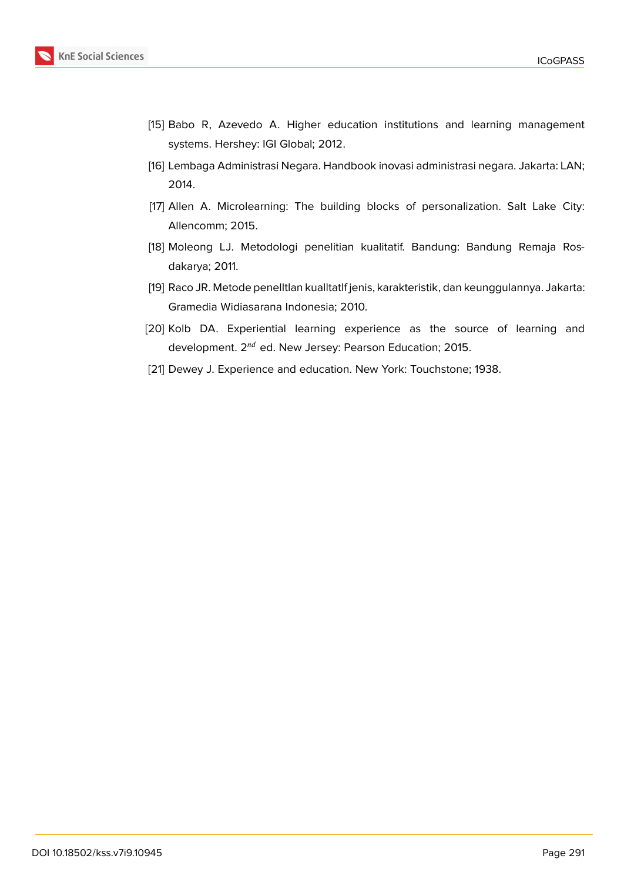[15] Babo R, Azevedo A. Higher education institutions and learning management systems. Hershey: IGI Global; 2012.

[16] Lembaga Administrasi Negara. Handbook inovasi administrasi negara. Jakarta: LAN; 2014.

[17] Allen A. Microlearning: The building blocks of personalization. Salt Lake City: Allencomm; 2015.

[18] Moleong LJ. Metodologi penelitian kualitatif. Bandung: Bandung Remaja Rosdakarya; 2011.

[19] Raco JR. Metode penelltlan kualltatlf jenis, karakteristik, dan keunggulannya. Jakarta: Gramedia Widiasarana Indonesia; 2010.

[20] Kolb DA. Experiential learning experience as the source of learning and development. $2^{nd}$ ed. New Jersey: Pearson Education; 2015.

[21] Dewey J. Experience and education. New York: Touchstone; 1938.